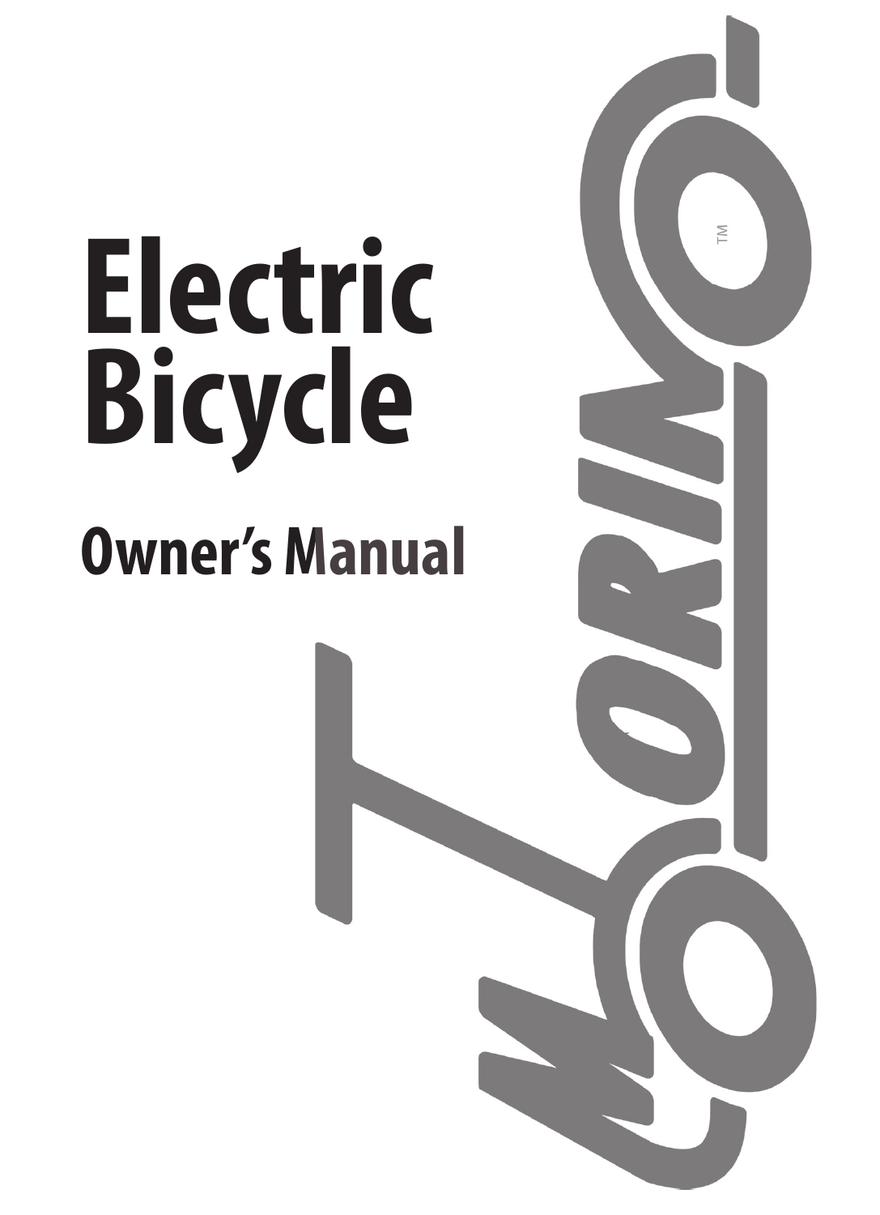# Electric Bicycle

## Owner's Manual

MOTORINO™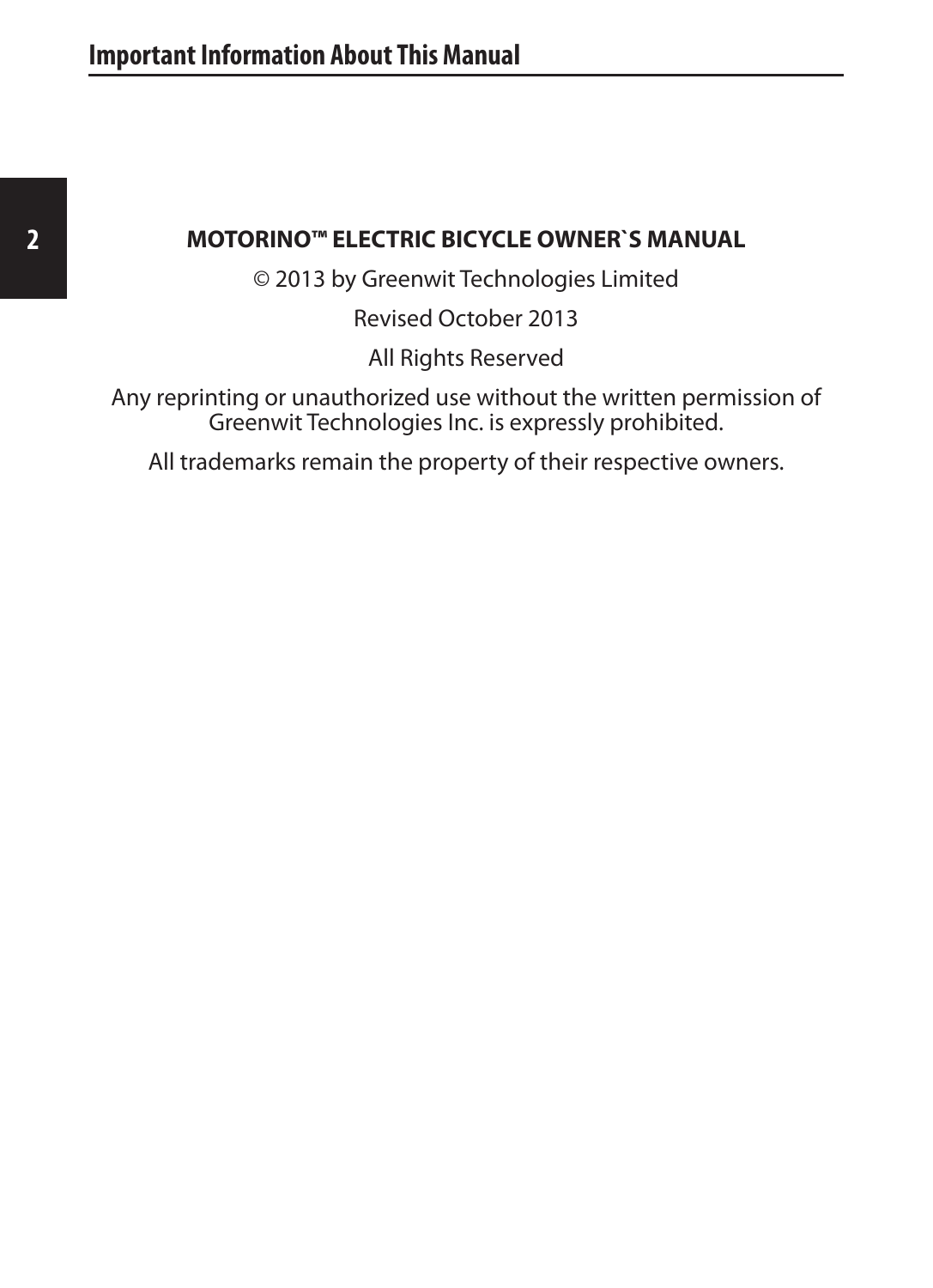# Important Information About This Manual

**MOTORINO™ ELECTRIC BICYCLE OWNER`S MANUAL**

© 2013 by Greenwit Technologies Limited

Revised October 2013

All Rights Reserved

Any reprinting or unauthorized use without the written permission of Greenwit Technologies Inc. is expressly prohibited.

All trademarks remain the property of their respective owners.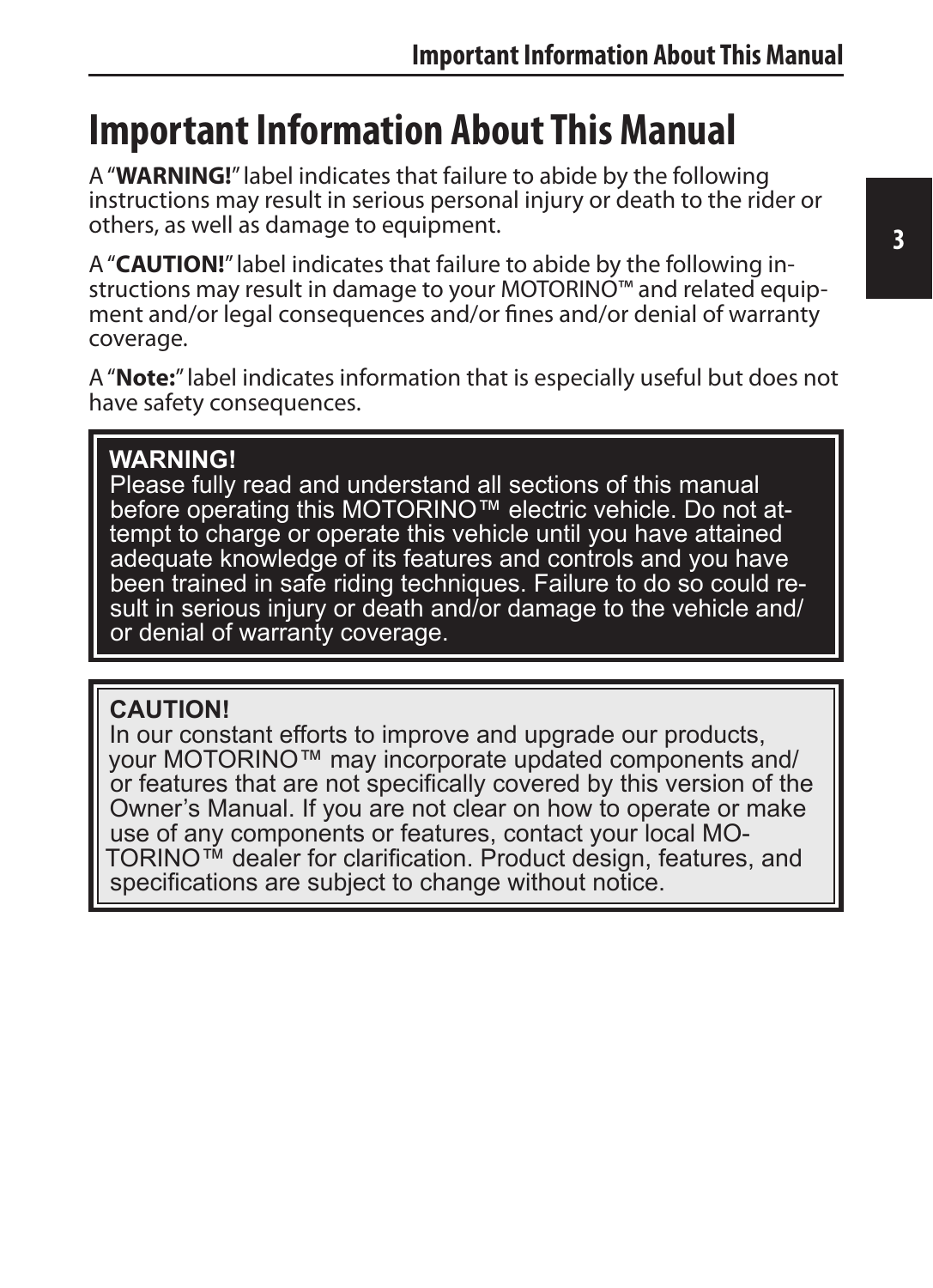# Important Information About This Manual

A "**WARNING!**" label indicates that failure to abide by the following instructions may result in serious personal injury or death to the rider or others, as well as damage to equipment.

A "**CAUTION!**" label indicates that failure to abide by the following instructions may result in damage to your MOTORINO™ and related equipment and/or legal consequences and/or fines and/or denial of warranty coverage.

A "**Note:**" label indicates information that is especially useful but does not have safety consequences.

> **WARNING!**
> Please fully read and understand all sections of this manual before operating this MOTORINO™ electric vehicle. Do not attempt to charge or operate this vehicle until you have attained adequate knowledge of its features and controls and you have been trained in safe riding techniques. Failure to do so could result in serious injury or death and/or damage to the vehicle and/or denial of warranty coverage.

> **CAUTION!**
> In our constant efforts to improve and upgrade our products, your MOTORINO™ may incorporate updated components and/or features that are not specifically covered by this version of the Owner's Manual. If you are not clear on how to operate or make use of any components or features, contact your local MOTORINO™ dealer for clarification. Product design, features, and specifications are subject to change without notice.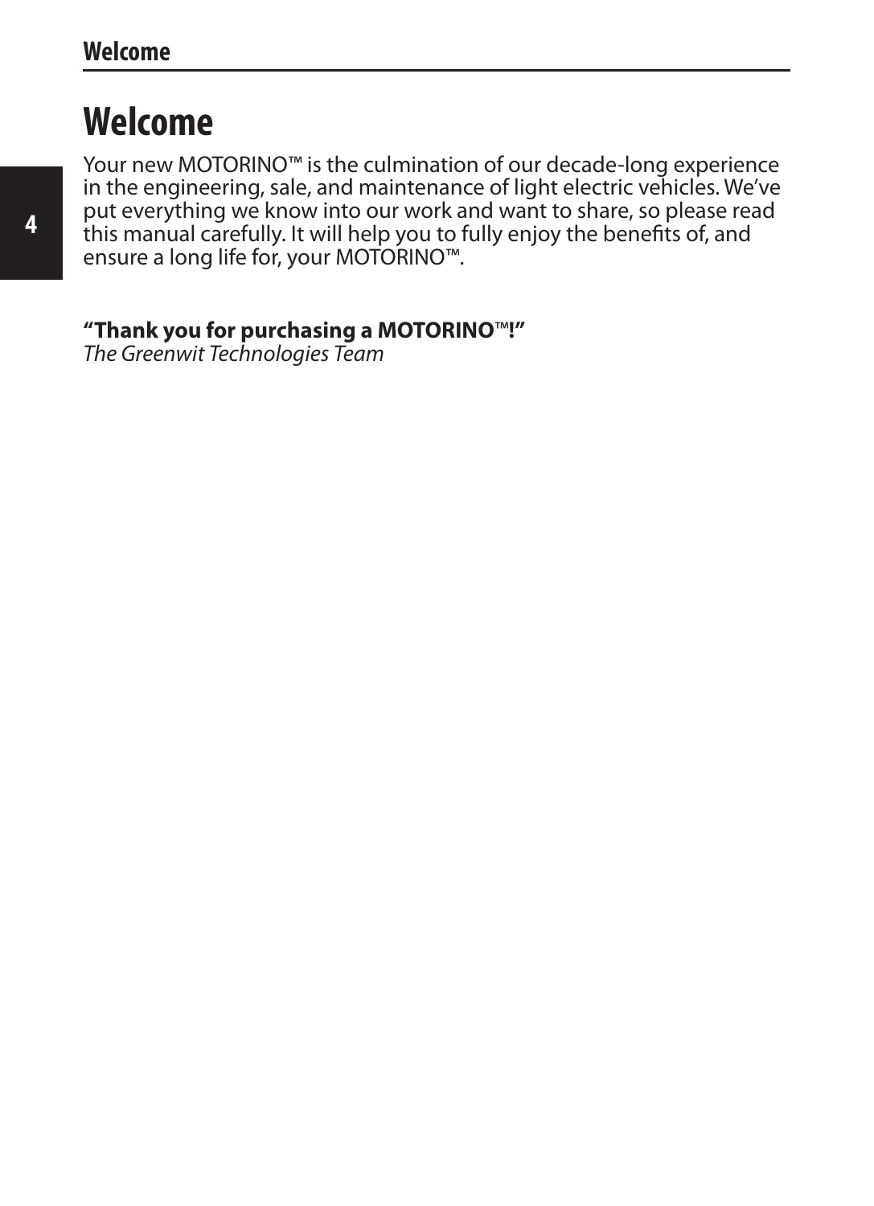# Welcome

Your new MOTORINO™ is the culmination of our decade-long experience in the engineering, sale, and maintenance of light electric vehicles. We've put everything we know into our work and want to share, so please read this manual carefully. It will help you to fully enjoy the benefits of, and ensure a long life for, your MOTORINO™.

**"Thank you for purchasing a MOTORINO™!"**
*The Greenwit Technologies Team*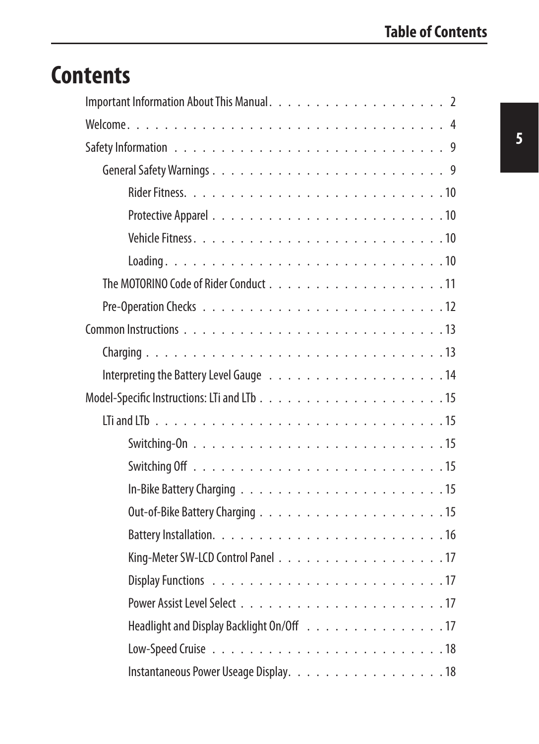# Contents

- Important Information About This Manual . . . . . 2
- Welcome . . . . . 4
- Safety Information . . . . . 9
  - General Safety Warnings . . . . . 9
    - Rider Fitness . . . . . 10
    - Protective Apparel . . . . . 10
    - Vehicle Fitness . . . . . 10
    - Loading . . . . . 10
  - The MOTORINO Code of Rider Conduct . . . . . 11
  - Pre-Operation Checks . . . . . 12
- Common Instructions . . . . . 13
  - Charging . . . . . 13
  - Interpreting the Battery Level Gauge . . . . . 14
- Model-Specific Instructions: LTi and LTb . . . . . 15
  - LTi and LTb . . . . . 15
    - Switching-On . . . . . 15
    - Switching Off . . . . . 15
    - In-Bike Battery Charging . . . . . 15
    - Out-of-Bike Battery Charging . . . . . 15
    - Battery Installation . . . . . 16
    - King-Meter SW-LCD Control Panel . . . . . 17
    - Display Functions . . . . . 17
    - Power Assist Level Select . . . . . 17
    - Headlight and Display Backlight On/Off . . . . . 17
    - Low-Speed Cruise . . . . . 18
    - Instantaneous Power Useage Display . . . . . 18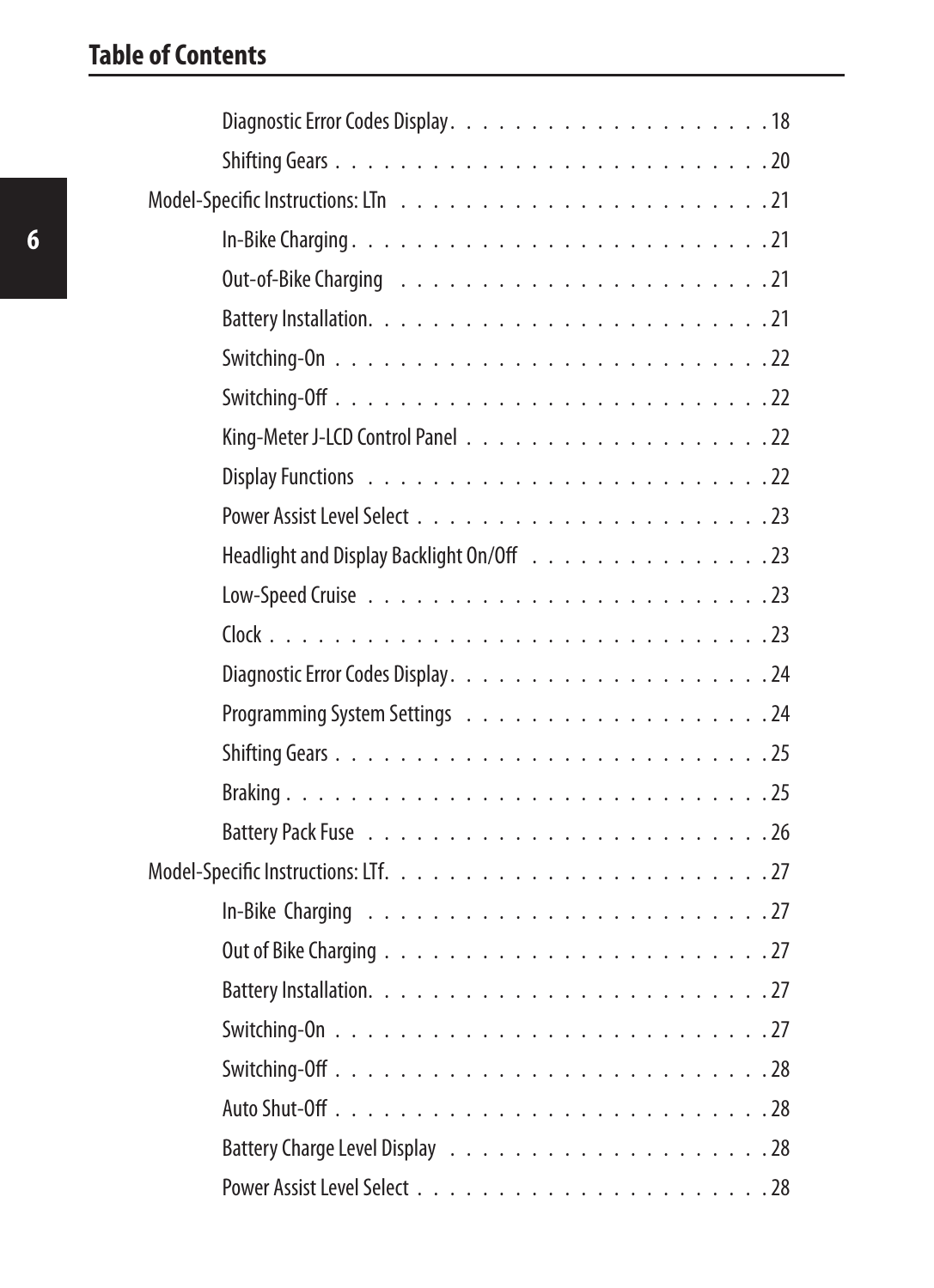## Table of Contents

- Diagnostic Error Codes Display . . . . . . . . . . . . . . . . . . . . 18
- Shifting Gears . . . . . . . . . . . . . . . . . . . . . . . . . . . 20

Model-Specific Instructions: LTn . . . . . . . . . . . . . . . . . . . . . . . 21

- In-Bike Charging . . . . . . . . . . . . . . . . . . . . . . . . . . 21
- Out-of-Bike Charging . . . . . . . . . . . . . . . . . . . . . . . . 21
- Battery Installation . . . . . . . . . . . . . . . . . . . . . . . . 21
- Switching-On . . . . . . . . . . . . . . . . . . . . . . . . . . . 22
- Switching-Off . . . . . . . . . . . . . . . . . . . . . . . . . . . 22
- King-Meter J-LCD Control Panel . . . . . . . . . . . . . . . . . . . 22
- Display Functions . . . . . . . . . . . . . . . . . . . . . . . . . 22
- Power Assist Level Select . . . . . . . . . . . . . . . . . . . . . . 23
- Headlight and Display Backlight On/Off . . . . . . . . . . . . . . . 23
- Low-Speed Cruise . . . . . . . . . . . . . . . . . . . . . . . . . 23
- Clock . . . . . . . . . . . . . . . . . . . . . . . . . . . . . . . 23
- Diagnostic Error Codes Display . . . . . . . . . . . . . . . . . . . . 24
- Programming System Settings . . . . . . . . . . . . . . . . . . . 24
- Shifting Gears . . . . . . . . . . . . . . . . . . . . . . . . . . . 25
- Braking . . . . . . . . . . . . . . . . . . . . . . . . . . . . . . 25
- Battery Pack Fuse . . . . . . . . . . . . . . . . . . . . . . . . . 26

Model-Specific Instructions: LTf . . . . . . . . . . . . . . . . . . . . . . . 27

- In-Bike Charging . . . . . . . . . . . . . . . . . . . . . . . . . . 27
- Out of Bike Charging . . . . . . . . . . . . . . . . . . . . . . . . 27
- Battery Installation . . . . . . . . . . . . . . . . . . . . . . . . 27
- Switching-On . . . . . . . . . . . . . . . . . . . . . . . . . . . 27
- Switching-Off . . . . . . . . . . . . . . . . . . . . . . . . . . . 28
- Auto Shut-Off . . . . . . . . . . . . . . . . . . . . . . . . . . . 28
- Battery Charge Level Display . . . . . . . . . . . . . . . . . . . . 28
- Power Assist Level Select . . . . . . . . . . . . . . . . . . . . . . 28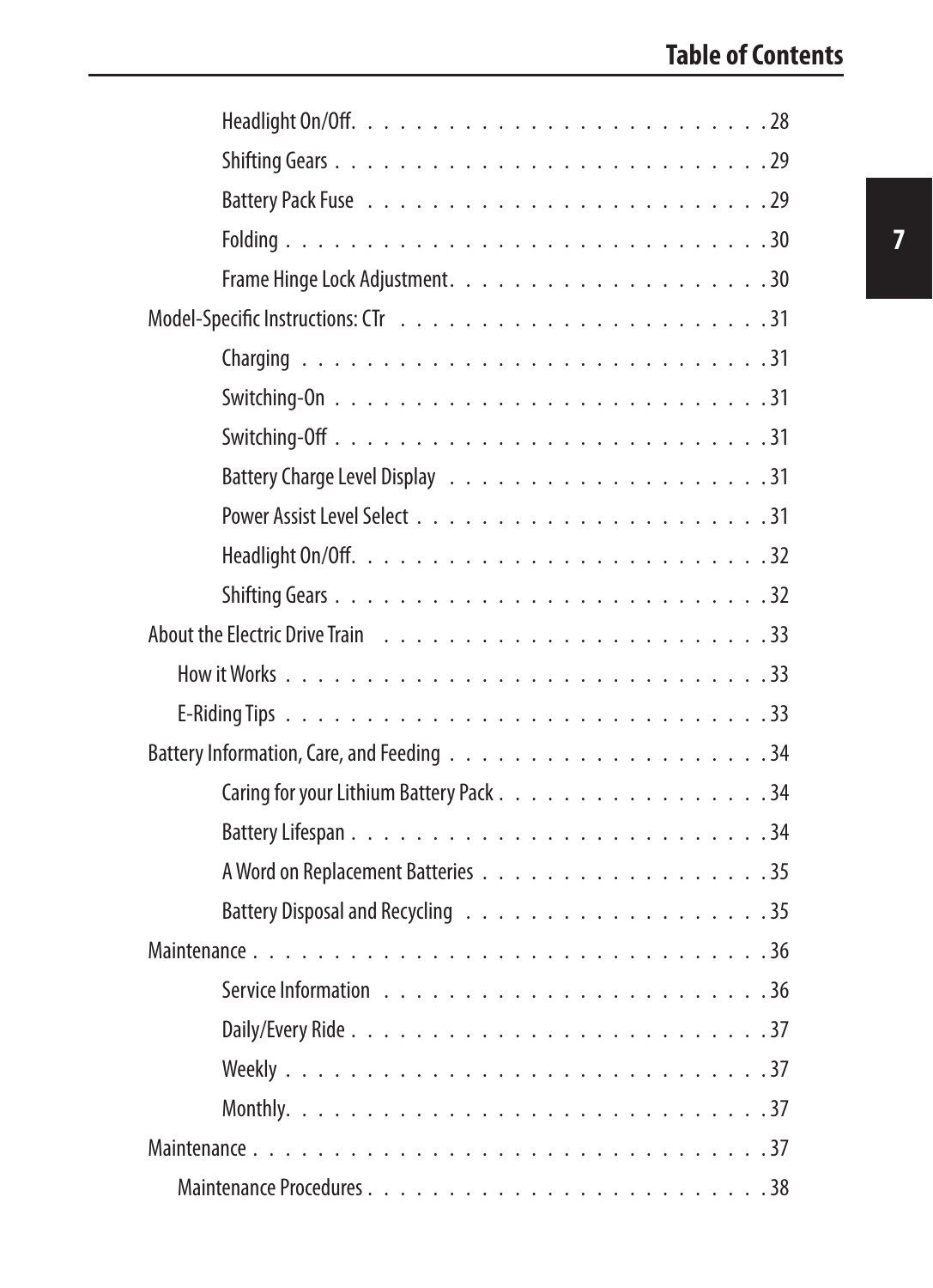Headlight On/Off. . . . . . . . . . . . . . . . . . . . . . . . . 28
Shifting Gears . . . . . . . . . . . . . . . . . . . . . . . . . . 29
Battery Pack Fuse . . . . . . . . . . . . . . . . . . . . . . . . 29
Folding . . . . . . . . . . . . . . . . . . . . . . . . . . . . . 30
Frame Hinge Lock Adjustment. . . . . . . . . . . . . . . . . . . . 30

Model-Specific Instructions: CTr . . . . . . . . . . . . . . . . . . . . . . . 31
Charging . . . . . . . . . . . . . . . . . . . . . . . . . . . 31
Switching-On . . . . . . . . . . . . . . . . . . . . . . . . . . 31
Switching-Off . . . . . . . . . . . . . . . . . . . . . . . . . . 31
Battery Charge Level Display . . . . . . . . . . . . . . . . . . . 31
Power Assist Level Select . . . . . . . . . . . . . . . . . . . . . 31
Headlight On/Off. . . . . . . . . . . . . . . . . . . . . . . . . 32
Shifting Gears . . . . . . . . . . . . . . . . . . . . . . . . . . 32

About the Electric Drive Train . . . . . . . . . . . . . . . . . . . . . . . 33
How it Works . . . . . . . . . . . . . . . . . . . . . . . . . . . . 33
E-Riding Tips . . . . . . . . . . . . . . . . . . . . . . . . . . . . 33

Battery Information, Care, and Feeding . . . . . . . . . . . . . . . . . . . . 34
Caring for your Lithium Battery Pack . . . . . . . . . . . . . . . . 34
Battery Lifespan . . . . . . . . . . . . . . . . . . . . . . . . . 34
A Word on Replacement Batteries . . . . . . . . . . . . . . . . . . 35
Battery Disposal and Recycling . . . . . . . . . . . . . . . . . . 35

Maintenance . . . . . . . . . . . . . . . . . . . . . . . . . . . . . . . . 36
Service Information . . . . . . . . . . . . . . . . . . . . . . . 36
Daily/Every Ride . . . . . . . . . . . . . . . . . . . . . . . . . 37
Weekly . . . . . . . . . . . . . . . . . . . . . . . . . . . . . 37
Monthly. . . . . . . . . . . . . . . . . . . . . . . . . . . . . 37

Maintenance . . . . . . . . . . . . . . . . . . . . . . . . . . . . . . . . 37
Maintenance Procedures . . . . . . . . . . . . . . . . . . . . . . . 38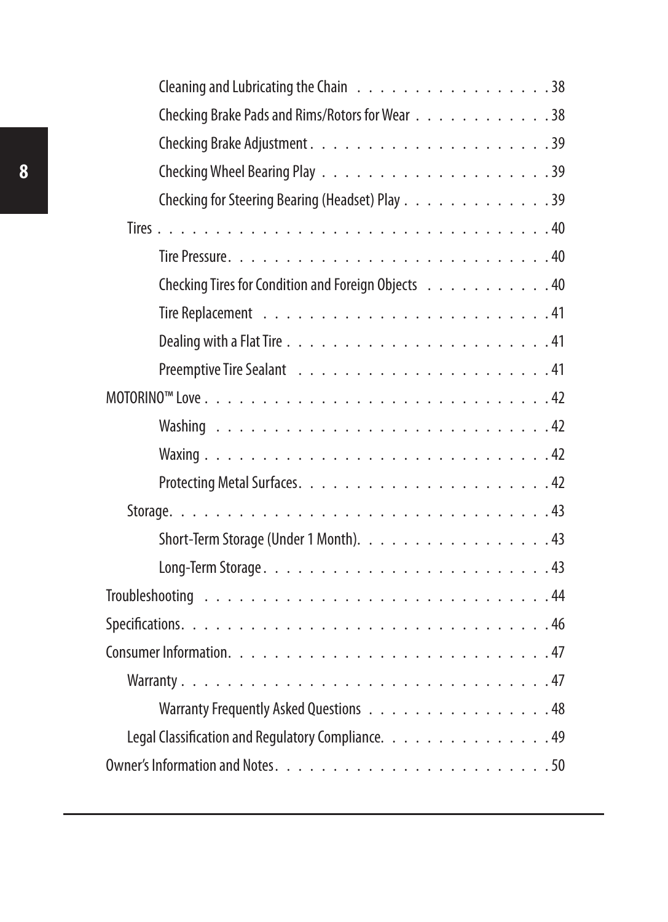Cleaning and Lubricating the Chain . . . . . . . . . . . . . . . . . . 38

Checking Brake Pads and Rims/Rotors for Wear . . . . . . . . . . . . 38

Checking Brake Adjustment . . . . . . . . . . . . . . . . . . . . . 39

Checking Wheel Bearing Play . . . . . . . . . . . . . . . . . . . . 39

Checking for Steering Bearing (Headset) Play . . . . . . . . . . . . . 39

Tires . . . . . . . . . . . . . . . . . . . . . . . . . . . . . . . . 40

Tire Pressure . . . . . . . . . . . . . . . . . . . . . . . . . . . 40

Checking Tires for Condition and Foreign Objects . . . . . . . . . . . 40

Tire Replacement . . . . . . . . . . . . . . . . . . . . . . . . . 41

Dealing with a Flat Tire . . . . . . . . . . . . . . . . . . . . . . 41

Preemptive Tire Sealant . . . . . . . . . . . . . . . . . . . . . . 41

MOTORINO™ Love . . . . . . . . . . . . . . . . . . . . . . . . . . 42

Washing . . . . . . . . . . . . . . . . . . . . . . . . . . . . . 42

Waxing . . . . . . . . . . . . . . . . . . . . . . . . . . . . . . 42

Protecting Metal Surfaces . . . . . . . . . . . . . . . . . . . . . 42

Storage . . . . . . . . . . . . . . . . . . . . . . . . . . . . . . . 43

Short-Term Storage (Under 1 Month) . . . . . . . . . . . . . . . . . 43

Long-Term Storage . . . . . . . . . . . . . . . . . . . . . . . . . 43

Troubleshooting . . . . . . . . . . . . . . . . . . . . . . . . . . . 44

Specifications . . . . . . . . . . . . . . . . . . . . . . . . . . . . 46

Consumer Information . . . . . . . . . . . . . . . . . . . . . . . . 47

Warranty . . . . . . . . . . . . . . . . . . . . . . . . . . . . . . 47

Warranty Frequently Asked Questions . . . . . . . . . . . . . . . . 48

Legal Classification and Regulatory Compliance . . . . . . . . . . . . . . 49

Owner's Information and Notes . . . . . . . . . . . . . . . . . . . . . 50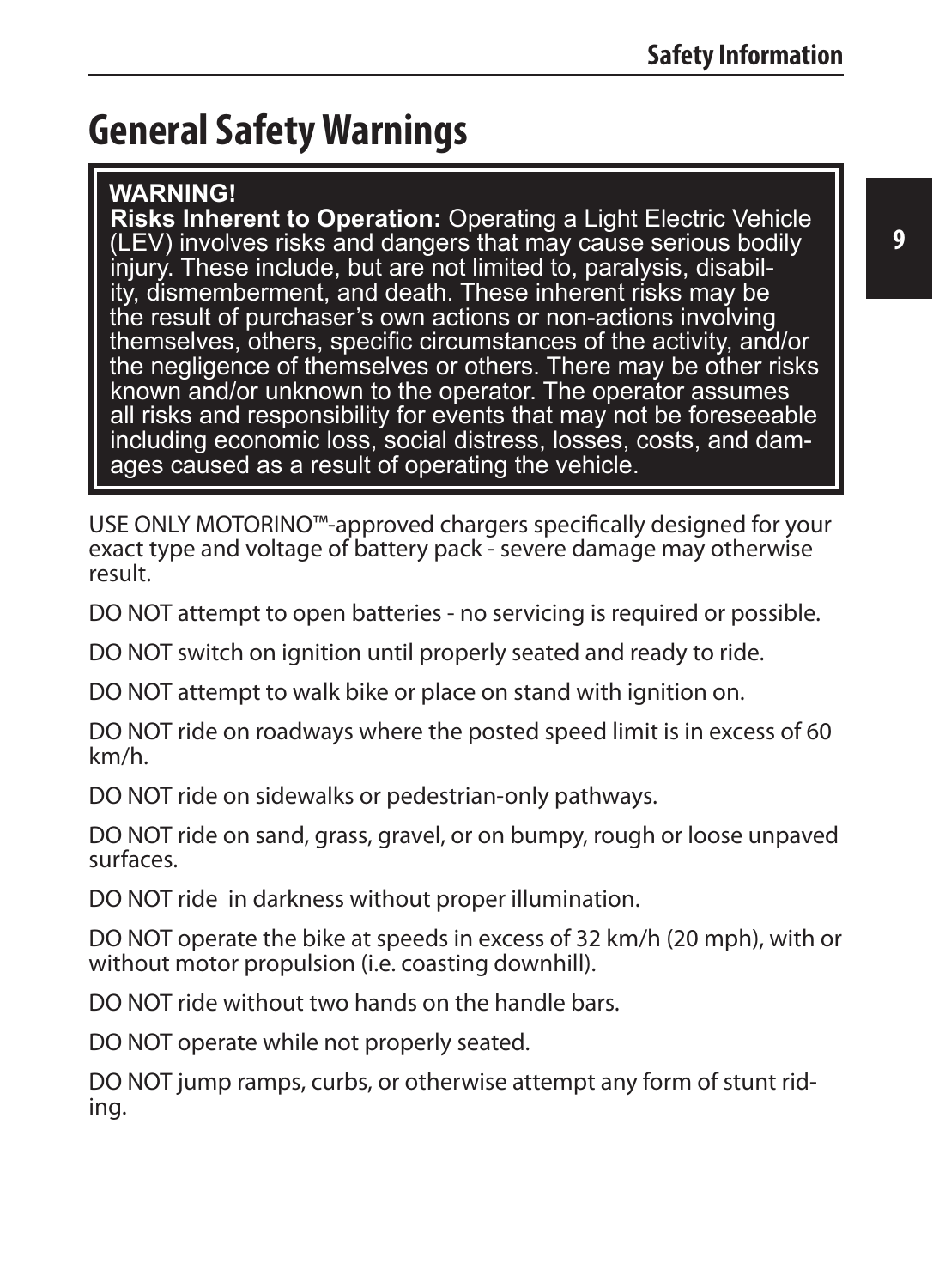# General Safety Warnings

> **WARNING!**
> **Risks Inherent to Operation:** Operating a Light Electric Vehicle (LEV) involves risks and dangers that may cause serious bodily injury. These include, but are not limited to, paralysis, disability, dismemberment, and death. These inherent risks may be the result of purchaser's own actions or non-actions involving themselves, others, specific circumstances of the activity, and/or the negligence of themselves or others. There may be other risks known and/or unknown to the operator. The operator assumes all risks and responsibility for events that may not be foreseeable including economic loss, social distress, losses, costs, and damages caused as a result of operating the vehicle.

USE ONLY MOTORINO™-approved chargers specifically designed for your exact type and voltage of battery pack - severe damage may otherwise result.

DO NOT attempt to open batteries - no servicing is required or possible.

DO NOT switch on ignition until properly seated and ready to ride.

DO NOT attempt to walk bike or place on stand with ignition on.

DO NOT ride on roadways where the posted speed limit is in excess of 60 km/h.

DO NOT ride on sidewalks or pedestrian-only pathways.

DO NOT ride on sand, grass, gravel, or on bumpy, rough or loose unpaved surfaces.

DO NOT ride in darkness without proper illumination.

DO NOT operate the bike at speeds in excess of 32 km/h (20 mph), with or without motor propulsion (i.e. coasting downhill).

DO NOT ride without two hands on the handle bars.

DO NOT operate while not properly seated.

DO NOT jump ramps, curbs, or otherwise attempt any form of stunt riding.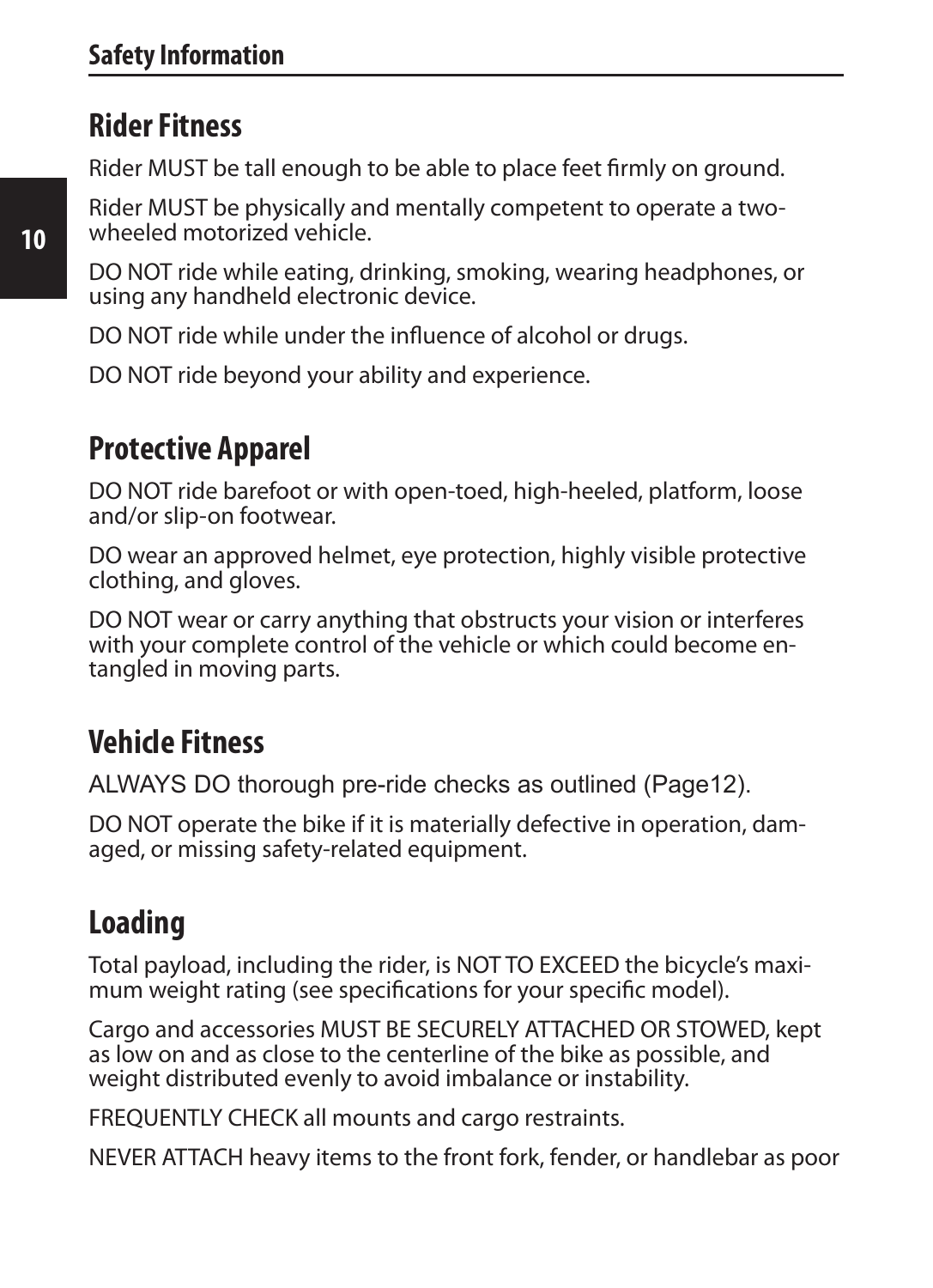## Rider Fitness

Rider MUST be tall enough to be able to place feet firmly on ground.

Rider MUST be physically and mentally competent to operate a two-wheeled motorized vehicle.

DO NOT ride while eating, drinking, smoking, wearing headphones, or using any handheld electronic device.

DO NOT ride while under the influence of alcohol or drugs.

DO NOT ride beyond your ability and experience.

## Protective Apparel

DO NOT ride barefoot or with open-toed, high-heeled, platform, loose and/or slip-on footwear.

DO wear an approved helmet, eye protection, highly visible protective clothing, and gloves.

DO NOT wear or carry anything that obstructs your vision or interferes with your complete control of the vehicle or which could become entangled in moving parts.

## Vehicle Fitness

ALWAYS DO thorough pre-ride checks as outlined (Page12).

DO NOT operate the bike if it is materially defective in operation, damaged, or missing safety-related equipment.

## Loading

Total payload, including the rider, is NOT TO EXCEED the bicycle's maximum weight rating (see specifications for your specific model).

Cargo and accessories MUST BE SECURELY ATTACHED OR STOWED, kept as low on and as close to the centerline of the bike as possible, and weight distributed evenly to avoid imbalance or instability.

FREQUENTLY CHECK all mounts and cargo restraints.

NEVER ATTACH heavy items to the front fork, fender, or handlebar as poor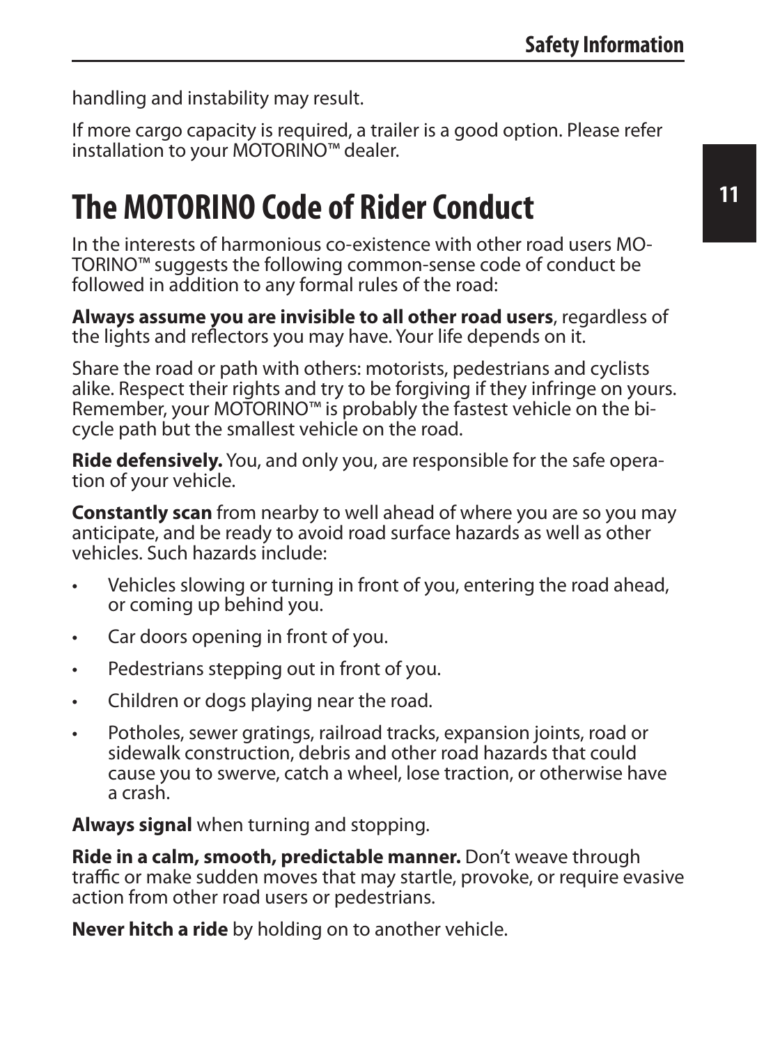handling and instability may result.

If more cargo capacity is required, a trailer is a good option. Please refer installation to your MOTORINO™ dealer.

# The MOTORINO Code of Rider Conduct

In the interests of harmonious co-existence with other road users MOTORINO™ suggests the following common-sense code of conduct be followed in addition to any formal rules of the road:

**Always assume you are invisible to all other road users**, regardless of the lights and reflectors you may have. Your life depends on it.

Share the road or path with others: motorists, pedestrians and cyclists alike. Respect their rights and try to be forgiving if they infringe on yours. Remember, your MOTORINO™ is probably the fastest vehicle on the bicycle path but the smallest vehicle on the road.

**Ride defensively.** You, and only you, are responsible for the safe operation of your vehicle.

**Constantly scan** from nearby to well ahead of where you are so you may anticipate, and be ready to avoid road surface hazards as well as other vehicles. Such hazards include:

- Vehicles slowing or turning in front of you, entering the road ahead, or coming up behind you.
- Car doors opening in front of you.
- Pedestrians stepping out in front of you.
- Children or dogs playing near the road.
- Potholes, sewer gratings, railroad tracks, expansion joints, road or sidewalk construction, debris and other road hazards that could cause you to swerve, catch a wheel, lose traction, or otherwise have a crash.

**Always signal** when turning and stopping.

**Ride in a calm, smooth, predictable manner.** Don't weave through traffic or make sudden moves that may startle, provoke, or require evasive action from other road users or pedestrians.

**Never hitch a ride** by holding on to another vehicle.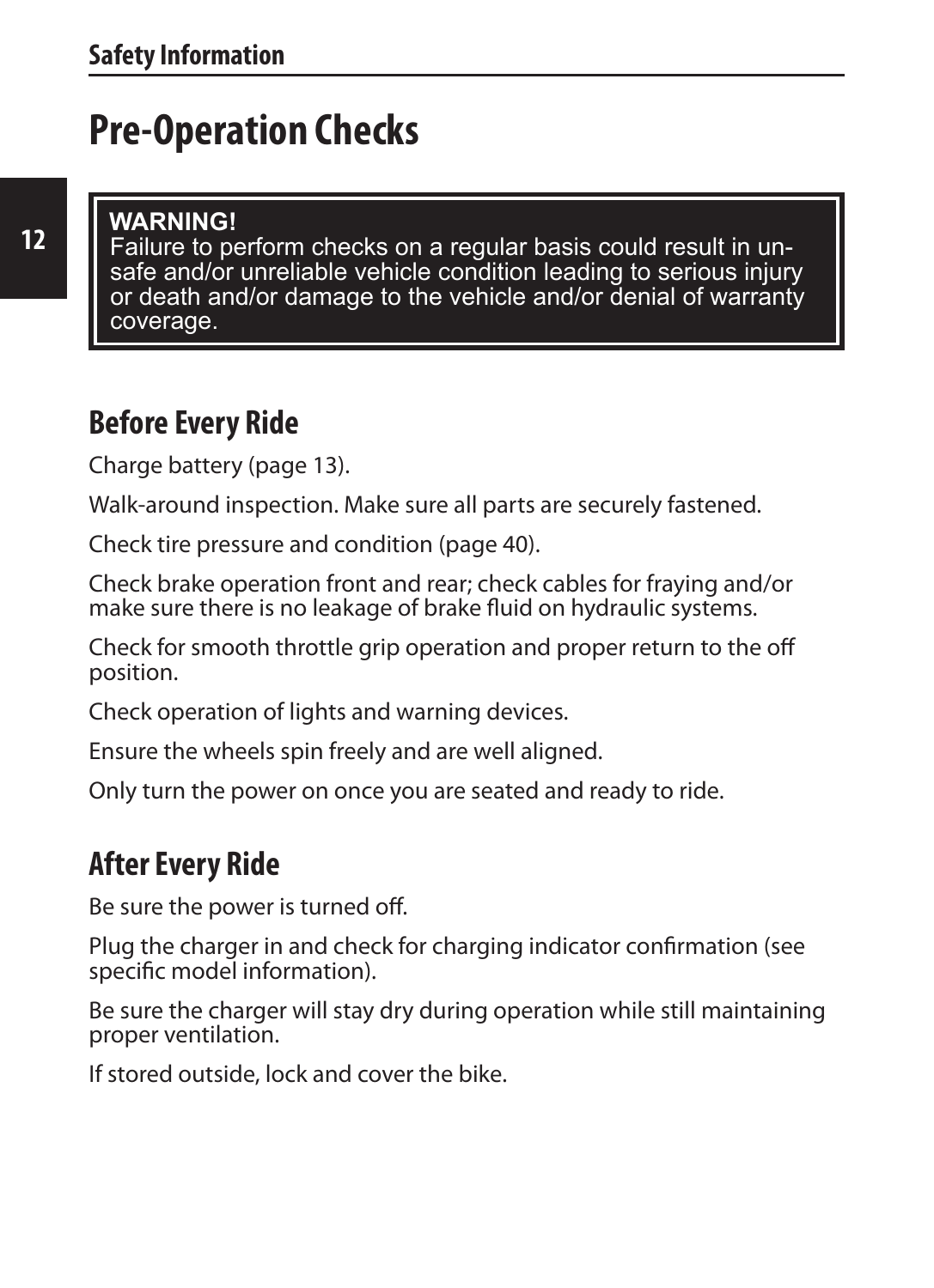# Pre-Operation Checks

> **WARNING!**
> Failure to perform checks on a regular basis could result in unsafe and/or unreliable vehicle condition leading to serious injury or death and/or damage to the vehicle and/or denial of warranty coverage.

## Before Every Ride

Charge battery (page 13).

Walk-around inspection. Make sure all parts are securely fastened.

Check tire pressure and condition (page 40).

Check brake operation front and rear; check cables for fraying and/or make sure there is no leakage of brake fluid on hydraulic systems.

Check for smooth throttle grip operation and proper return to the off position.

Check operation of lights and warning devices.

Ensure the wheels spin freely and are well aligned.

Only turn the power on once you are seated and ready to ride.

## After Every Ride

Be sure the power is turned off.

Plug the charger in and check for charging indicator confirmation (see specific model information).

Be sure the charger will stay dry during operation while still maintaining proper ventilation.

If stored outside, lock and cover the bike.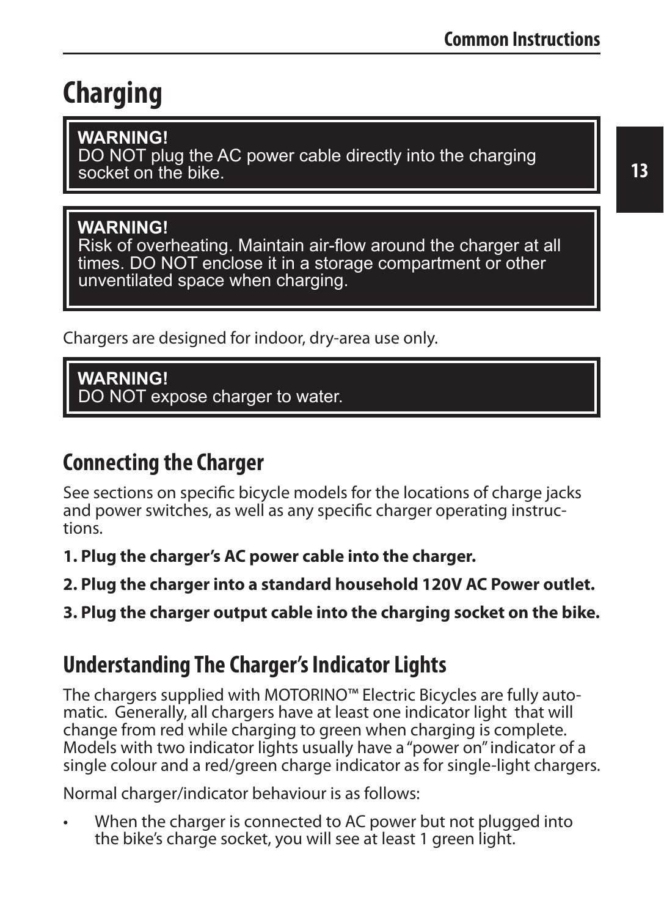# Charging

> **WARNING!**
> DO NOT plug the AC power cable directly into the charging socket on the bike.

> **WARNING!**
> Risk of overheating. Maintain air-flow around the charger at all times. DO NOT enclose it in a storage compartment or other unventilated space when charging.

Chargers are designed for indoor, dry-area use only.

> **WARNING!**
> DO NOT expose charger to water.

## Connecting the Charger

See sections on specific bicycle models for the locations of charge jacks and power switches, as well as any specific charger operating instructions.

**1. Plug the charger's AC power cable into the charger.**

**2. Plug the charger into a standard household 120V AC Power outlet.**

**3. Plug the charger output cable into the charging socket on the bike.**

## Understanding The Charger's Indicator Lights

The chargers supplied with MOTORINO™ Electric Bicycles are fully automatic. Generally, all chargers have at least one indicator light that will change from red while charging to green when charging is complete. Models with two indicator lights usually have a "power on" indicator of a single colour and a red/green charge indicator as for single-light chargers.

Normal charger/indicator behaviour is as follows:

- When the charger is connected to AC power but not plugged into the bike's charge socket, you will see at least 1 green light.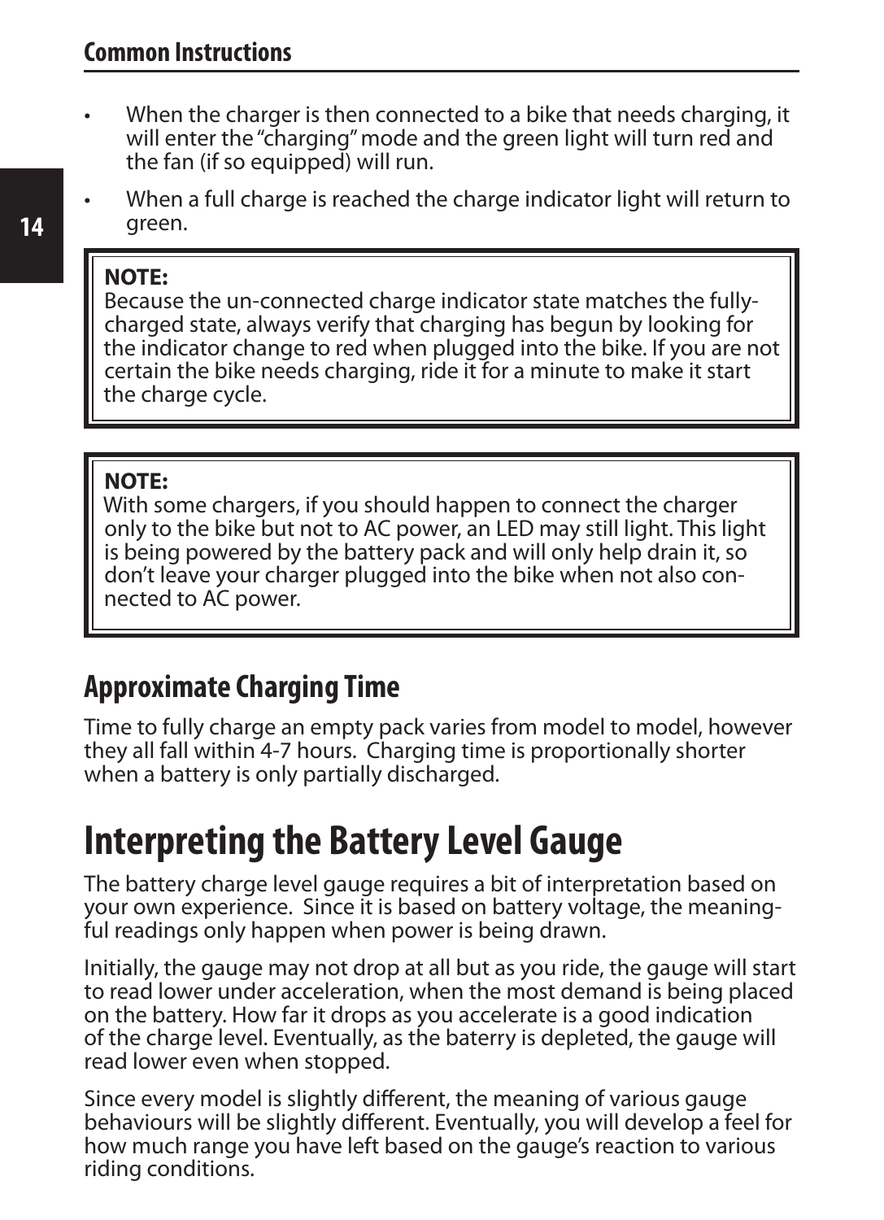- When the charger is then connected to a bike that needs charging, it will enter the "charging" mode and the green light will turn red and the fan (if so equipped) will run.
- When a full charge is reached the charge indicator light will return to green.

> **NOTE:**
> Because the un-connected charge indicator state matches the fully-charged state, always verify that charging has begun by looking for the indicator change to red when plugged into the bike. If you are not certain the bike needs charging, ride it for a minute to make it start the charge cycle.

> **NOTE:**
> With some chargers, if you should happen to connect the charger only to the bike but not to AC power, an LED may still light. This light is being powered by the battery pack and will only help drain it, so don't leave your charger plugged into the bike when not also connected to AC power.

## Approximate Charging Time

Time to fully charge an empty pack varies from model to model, however they all fall within 4-7 hours. Charging time is proportionally shorter when a battery is only partially discharged.

# Interpreting the Battery Level Gauge

The battery charge level gauge requires a bit of interpretation based on your own experience. Since it is based on battery voltage, the meaningful readings only happen when power is being drawn.

Initially, the gauge may not drop at all but as you ride, the gauge will start to read lower under acceleration, when the most demand is being placed on the battery. How far it drops as you accelerate is a good indication of the charge level. Eventually, as the baterry is depleted, the gauge will read lower even when stopped.

Since every model is slightly different, the meaning of various gauge behaviours will be slightly different. Eventually, you will develop a feel for how much range you have left based on the gauge's reaction to various riding conditions.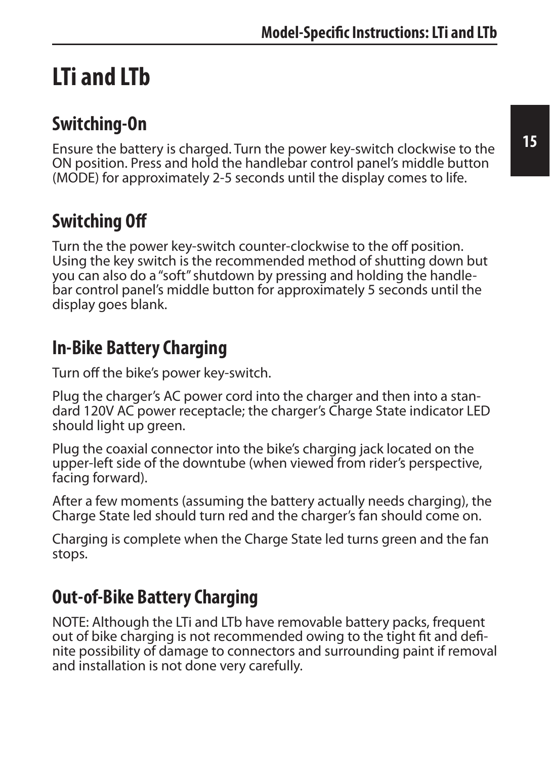# LTi and LTb

## Switching-On

Ensure the battery is charged. Turn the power key-switch clockwise to the ON position. Press and hold the handlebar control panel's middle button (MODE) for approximately 2-5 seconds until the display comes to life.

## Switching Off

Turn the the power key-switch counter-clockwise to the off position. Using the key switch is the recommended method of shutting down but you can also do a "soft" shutdown by pressing and holding the handlebar control panel's middle button for approximately 5 seconds until the display goes blank.

## In-Bike Battery Charging

Turn off the bike's power key-switch.

Plug the charger's AC power cord into the charger and then into a standard 120V AC power receptacle; the charger's Charge State indicator LED should light up green.

Plug the coaxial connector into the bike's charging jack located on the upper-left side of the downtube (when viewed from rider's perspective, facing forward).

After a few moments (assuming the battery actually needs charging), the Charge State led should turn red and the charger's fan should come on.

Charging is complete when the Charge State led turns green and the fan stops.

## Out-of-Bike Battery Charging

NOTE: Although the LTi and LTb have removable battery packs, frequent out of bike charging is not recommended owing to the tight fit and definite possibility of damage to connectors and surrounding paint if removal and installation is not done very carefully.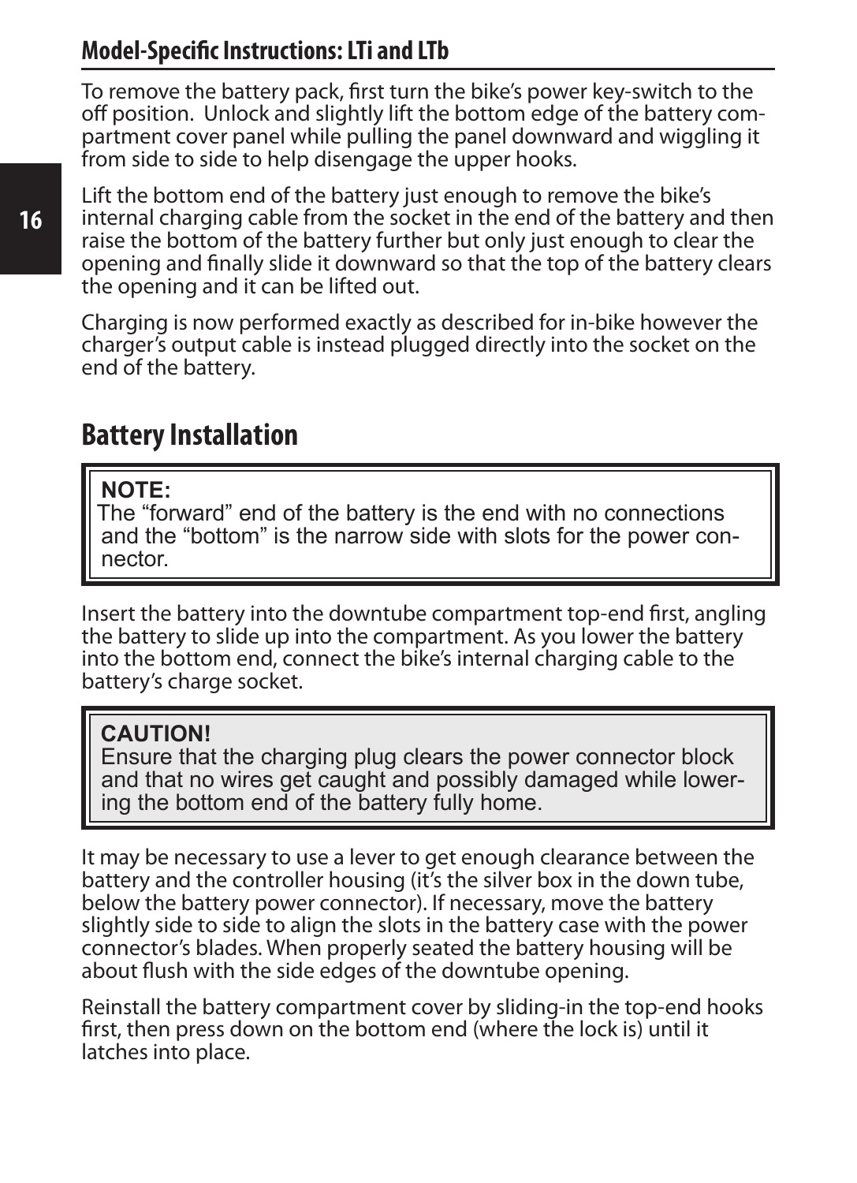## Model-Specific Instructions: LTi and LTb

To remove the battery pack, first turn the bike's power key-switch to the off position. Unlock and slightly lift the bottom edge of the battery compartment cover panel while pulling the panel downward and wiggling it from side to side to help disengage the upper hooks.

Lift the bottom end of the battery just enough to remove the bike's internal charging cable from the socket in the end of the battery and then raise the bottom of the battery further but only just enough to clear the opening and finally slide it downward so that the top of the battery clears the opening and it can be lifted out.

Charging is now performed exactly as described for in-bike however the charger's output cable is instead plugged directly into the socket on the end of the battery.

# Battery Installation

> **NOTE:**
> The "forward" end of the battery is the end with no connections and the "bottom" is the narrow side with slots for the power connector.

Insert the battery into the downtube compartment top-end first, angling the battery to slide up into the compartment. As you lower the battery into the bottom end, connect the bike's internal charging cable to the battery's charge socket.

> **CAUTION!**
> Ensure that the charging plug clears the power connector block and that no wires get caught and possibly damaged while lowering the bottom end of the battery fully home.

It may be necessary to use a lever to get enough clearance between the battery and the controller housing (it's the silver box in the down tube, below the battery power connector). If necessary, move the battery slightly side to side to align the slots in the battery case with the power connector's blades. When properly seated the battery housing will be about flush with the side edges of the downtube opening.

Reinstall the battery compartment cover by sliding-in the top-end hooks first, then press down on the bottom end (where the lock is) until it latches into place.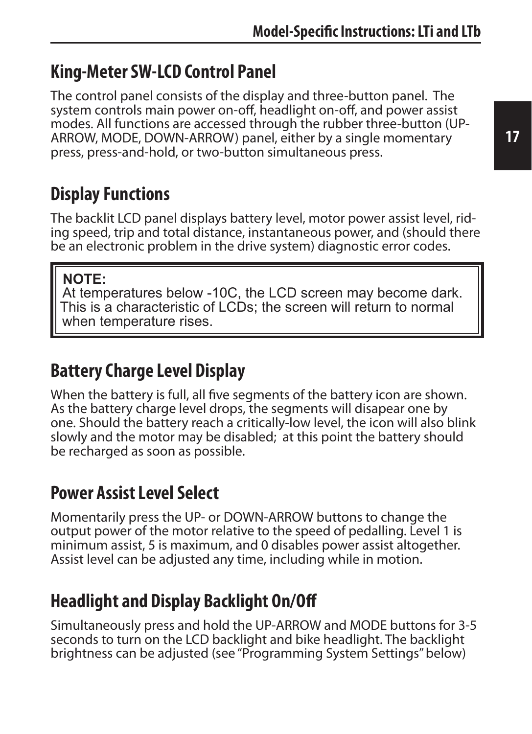## King-Meter SW-LCD Control Panel

The control panel consists of the display and three-button panel. The system controls main power on-off, headlight on-off, and power assist modes. All functions are accessed through the rubber three-button (UP-ARROW, MODE, DOWN-ARROW) panel, either by a single momentary press, press-and-hold, or two-button simultaneous press.

## Display Functions

The backlit LCD panel displays battery level, motor power assist level, riding speed, trip and total distance, instantaneous power, and (should there be an electronic problem in the drive system) diagnostic error codes.

> **NOTE:**
> At temperatures below -10C, the LCD screen may become dark. This is a characteristic of LCDs; the screen will return to normal when temperature rises.

## Battery Charge Level Display

When the battery is full, all five segments of the battery icon are shown. As the battery charge level drops, the segments will disapear one by one. Should the battery reach a critically-low level, the icon will also blink slowly and the motor may be disabled; at this point the battery should be recharged as soon as possible.

## Power Assist Level Select

Momentarily press the UP- or DOWN-ARROW buttons to change the output power of the motor relative to the speed of pedalling. Level 1 is minimum assist, 5 is maximum, and 0 disables power assist altogether. Assist level can be adjusted any time, including while in motion.

## Headlight and Display Backlight On/Off

Simultaneously press and hold the UP-ARROW and MODE buttons for 3-5 seconds to turn on the LCD backlight and bike headlight. The backlight brightness can be adjusted (see "Programming System Settings" below)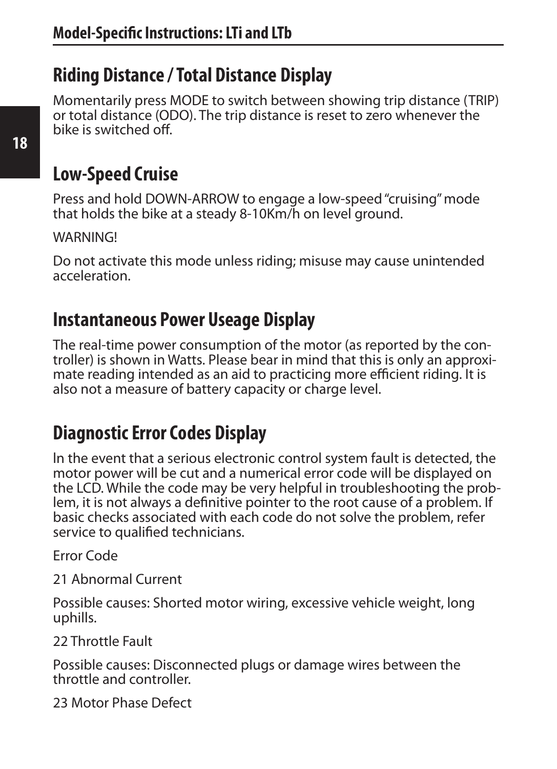## Riding Distance / Total Distance Display

Momentarily press MODE to switch between showing trip distance (TRIP) or total distance (ODO). The trip distance is reset to zero whenever the bike is switched off.

## Low-Speed Cruise

Press and hold DOWN-ARROW to engage a low-speed "cruising" mode that holds the bike at a steady 8-10Km/h on level ground.

WARNING!

Do not activate this mode unless riding; misuse may cause unintended acceleration.

## Instantaneous Power Useage Display

The real-time power consumption of the motor (as reported by the controller) is shown in Watts. Please bear in mind that this is only an approximate reading intended as an aid to practicing more efficient riding. It is also not a measure of battery capacity or charge level.

## Diagnostic Error Codes Display

In the event that a serious electronic control system fault is detected, the motor power will be cut and a numerical error code will be displayed on the LCD. While the code may be very helpful in troubleshooting the problem, it is not always a definitive pointer to the root cause of a problem. If basic checks associated with each code do not solve the problem, refer service to qualified technicians.

Error Code

21 Abnormal Current

Possible causes: Shorted motor wiring, excessive vehicle weight, long uphills.

22 Throttle Fault

Possible causes: Disconnected plugs or damage wires between the throttle and controller.

23 Motor Phase Defect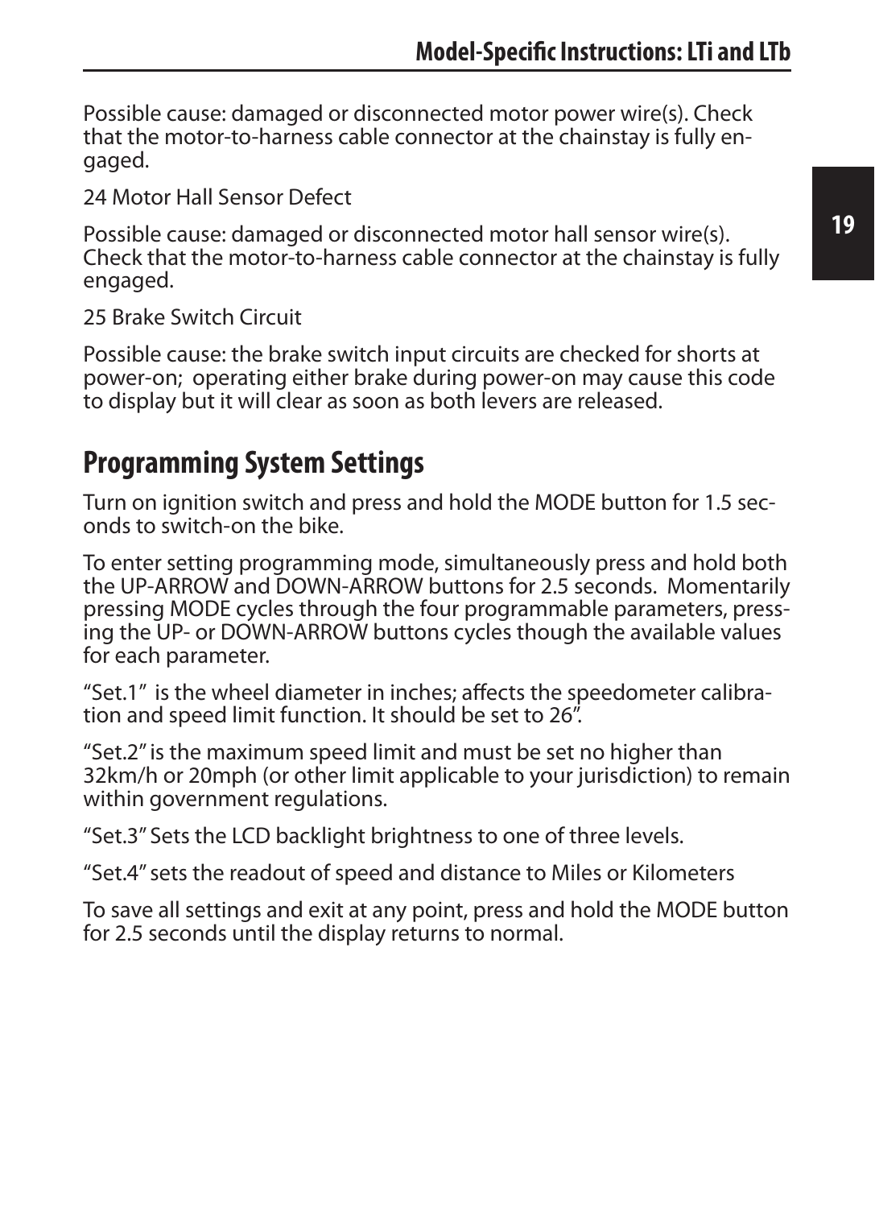Possible cause: damaged or disconnected motor power wire(s). Check that the motor-to-harness cable connector at the chainstay is fully engaged.

24 Motor Hall Sensor Defect

Possible cause: damaged or disconnected motor hall sensor wire(s). Check that the motor-to-harness cable connector at the chainstay is fully engaged.

25 Brake Switch Circuit

Possible cause: the brake switch input circuits are checked for shorts at power-on;  operating either brake during power-on may cause this code to display but it will clear as soon as both levers are released.

## Programming System Settings

Turn on ignition switch and press and hold the MODE button for 1.5 seconds to switch-on the bike.

To enter setting programming mode, simultaneously press and hold both the UP-ARROW and DOWN-ARROW buttons for 2.5 seconds.  Momentarily pressing MODE cycles through the four programmable parameters, pressing the UP- or DOWN-ARROW buttons cycles though the available values for each parameter.

"Set.1"  is the wheel diameter in inches; affects the speedometer calibration and speed limit function. It should be set to 26".

"Set.2" is the maximum speed limit and must be set no higher than 32km/h or 20mph (or other limit applicable to your jurisdiction) to remain within government regulations.

"Set.3" Sets the LCD backlight brightness to one of three levels.

"Set.4" sets the readout of speed and distance to Miles or Kilometers

To save all settings and exit at any point, press and hold the MODE button for 2.5 seconds until the display returns to normal.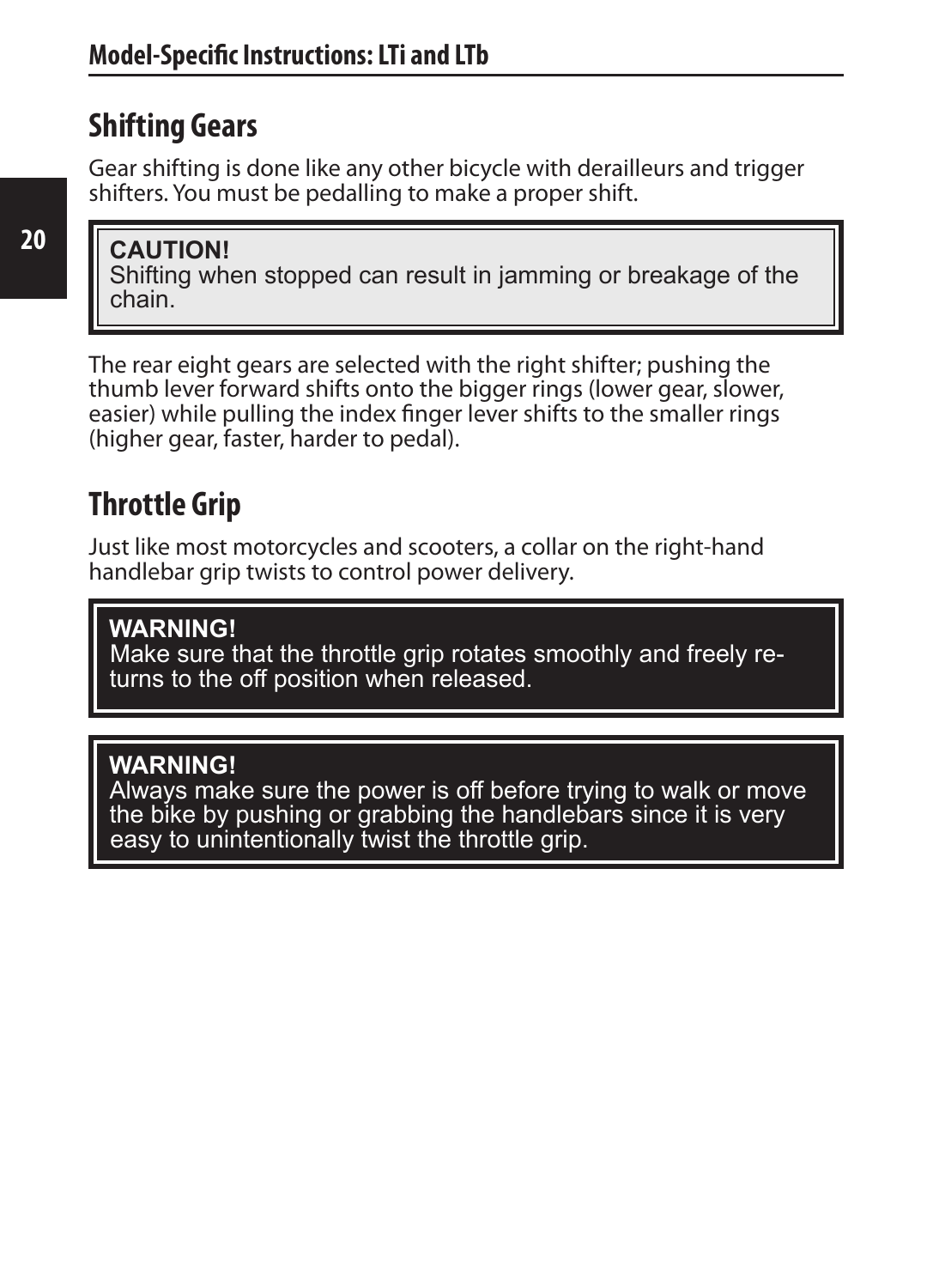## Shifting Gears

Gear shifting is done like any other bicycle with derailleurs and trigger shifters. You must be pedalling to make a proper shift.

> **CAUTION!**
> Shifting when stopped can result in jamming or breakage of the chain.

The rear eight gears are selected with the right shifter; pushing the thumb lever forward shifts onto the bigger rings (lower gear, slower, easier) while pulling the index finger lever shifts to the smaller rings (higher gear, faster, harder to pedal).

## Throttle Grip

Just like most motorcycles and scooters, a collar on the right-hand handlebar grip twists to control power delivery.

> **WARNING!**
> Make sure that the throttle grip rotates smoothly and freely returns to the off position when released.

> **WARNING!**
> Always make sure the power is off before trying to walk or move the bike by pushing or grabbing the handlebars since it is very easy to unintentionally twist the throttle grip.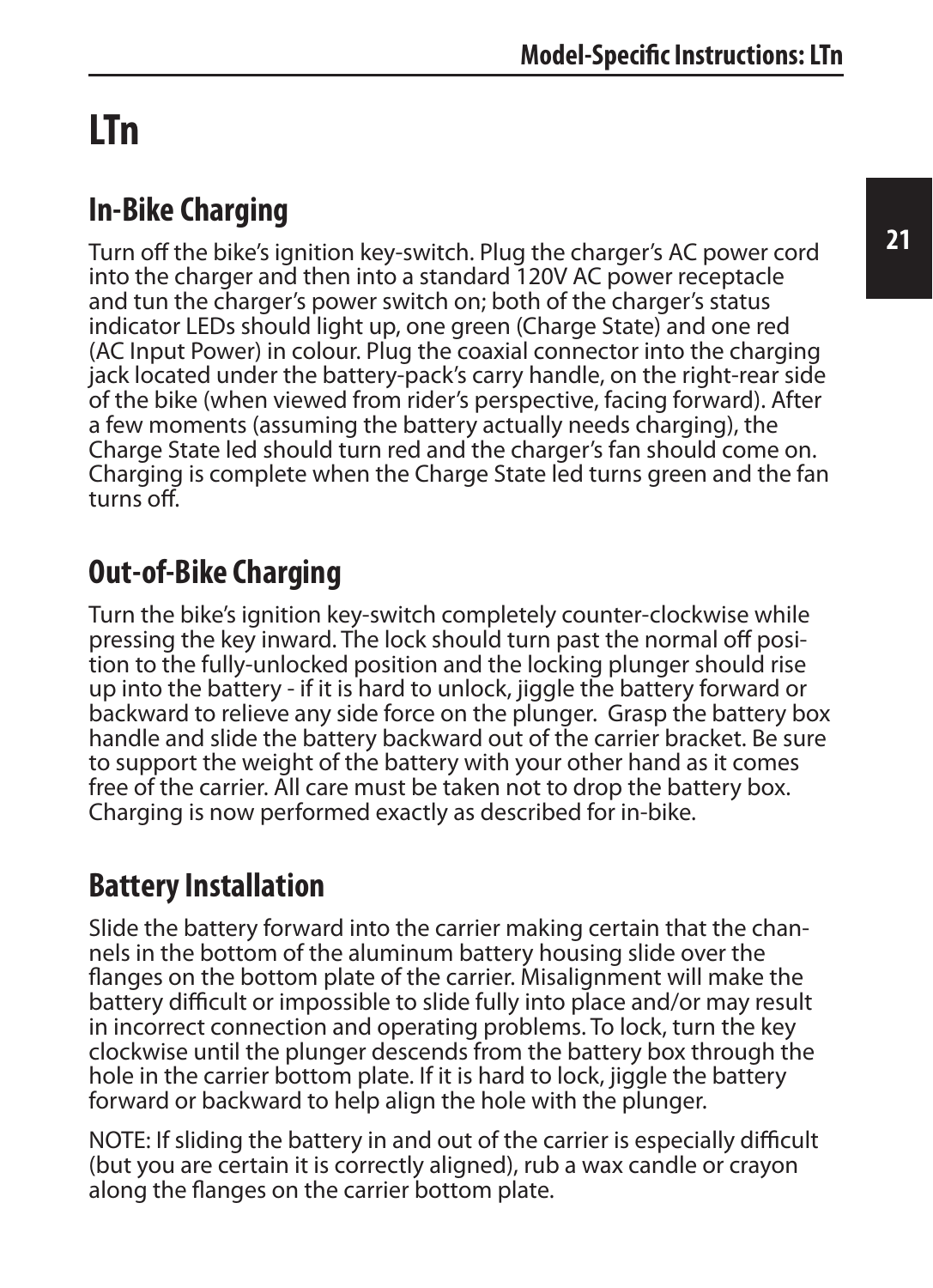# LTn

## In-Bike Charging

Turn off the bike's ignition key-switch. Plug the charger's AC power cord into the charger and then into a standard 120V AC power receptacle and tun the charger's power switch on; both of the charger's status indicator LEDs should light up, one green (Charge State) and one red (AC Input Power) in colour. Plug the coaxial connector into the charging jack located under the battery-pack's carry handle, on the right-rear side of the bike (when viewed from rider's perspective, facing forward). After a few moments (assuming the battery actually needs charging), the Charge State led should turn red and the charger's fan should come on. Charging is complete when the Charge State led turns green and the fan turns off.

## Out-of-Bike Charging

Turn the bike's ignition key-switch completely counter-clockwise while pressing the key inward. The lock should turn past the normal off position to the fully-unlocked position and the locking plunger should rise up into the battery - if it is hard to unlock, jiggle the battery forward or backward to relieve any side force on the plunger. Grasp the battery box handle and slide the battery backward out of the carrier bracket. Be sure to support the weight of the battery with your other hand as it comes free of the carrier. All care must be taken not to drop the battery box. Charging is now performed exactly as described for in-bike.

## Battery Installation

Slide the battery forward into the carrier making certain that the channels in the bottom of the aluminum battery housing slide over the flanges on the bottom plate of the carrier. Misalignment will make the battery difficult or impossible to slide fully into place and/or may result in incorrect connection and operating problems. To lock, turn the key clockwise until the plunger descends from the battery box through the hole in the carrier bottom plate. If it is hard to lock, jiggle the battery forward or backward to help align the hole with the plunger.

NOTE: If sliding the battery in and out of the carrier is especially difficult (but you are certain it is correctly aligned), rub a wax candle or crayon along the flanges on the carrier bottom plate.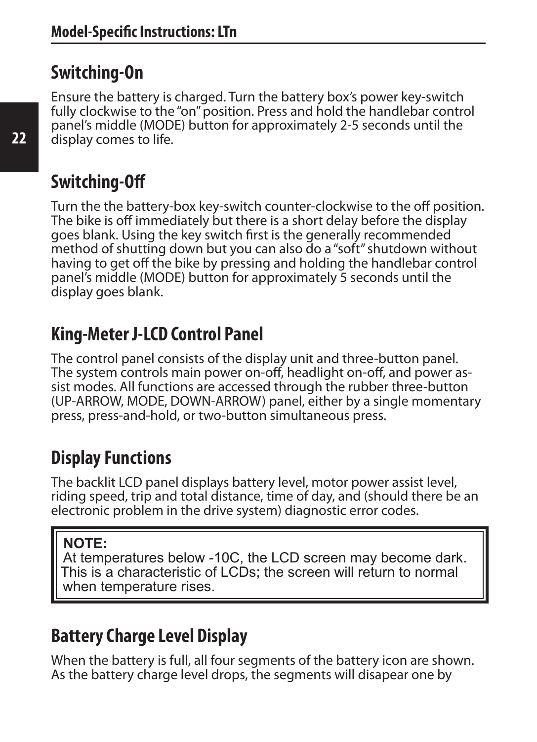## Switching-On

Ensure the battery is charged. Turn the battery box's power key-switch fully clockwise to the "on" position. Press and hold the handlebar control panel's middle (MODE) button for approximately 2-5 seconds until the display comes to life.

## Switching-Off

Turn the the battery-box key-switch counter-clockwise to the off position. The bike is off immediately but there is a short delay before the display goes blank. Using the key switch first is the generally recommended method of shutting down but you can also do a "soft" shutdown without having to get off the bike by pressing and holding the handlebar control panel's middle (MODE) button for approximately 5 seconds until the display goes blank.

## King-Meter J-LCD Control Panel

The control panel consists of the display unit and three-button panel. The system controls main power on-off, headlight on-off, and power assist modes. All functions are accessed through the rubber three-button (UP-ARROW, MODE, DOWN-ARROW) panel, either by a single momentary press, press-and-hold, or two-button simultaneous press.

## Display Functions

The backlit LCD panel displays battery level, motor power assist level, riding speed, trip and total distance, time of day, and (should there be an electronic problem in the drive system) diagnostic error codes.

> **NOTE:**
> At temperatures below -10C, the LCD screen may become dark. This is a characteristic of LCDs; the screen will return to normal when temperature rises.

## Battery Charge Level Display

When the battery is full, all four segments of the battery icon are shown. As the battery charge level drops, the segments will disapear one by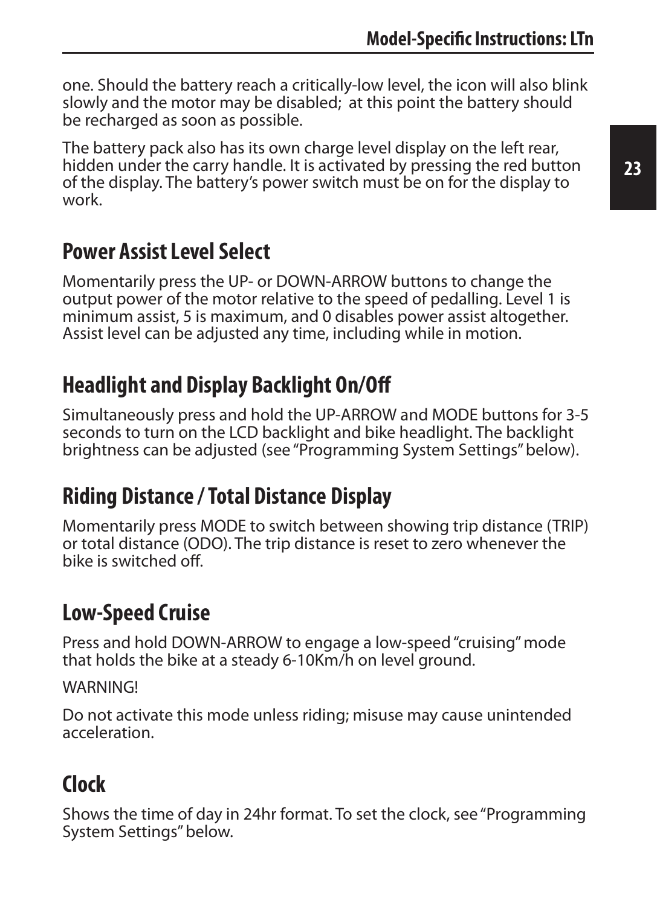one. Should the battery reach a critically-low level, the icon will also blink slowly and the motor may be disabled;  at this point the battery should be recharged as soon as possible.

The battery pack also has its own charge level display on the left rear, hidden under the carry handle. It is activated by pressing the red button of the display. The battery's power switch must be on for the display to work.

## Power Assist Level Select

Momentarily press the UP- or DOWN-ARROW buttons to change the output power of the motor relative to the speed of pedalling. Level 1 is minimum assist, 5 is maximum, and 0 disables power assist altogether. Assist level can be adjusted any time, including while in motion.

## Headlight and Display Backlight On/Off

Simultaneously press and hold the UP-ARROW and MODE buttons for 3-5 seconds to turn on the LCD backlight and bike headlight. The backlight brightness can be adjusted (see "Programming System Settings" below).

## Riding Distance / Total Distance Display

Momentarily press MODE to switch between showing trip distance (TRIP) or total distance (ODO). The trip distance is reset to zero whenever the bike is switched off.

## Low-Speed Cruise

Press and hold DOWN-ARROW to engage a low-speed "cruising" mode that holds the bike at a steady 6-10Km/h on level ground.

WARNING!

Do not activate this mode unless riding; misuse may cause unintended acceleration.

## Clock

Shows the time of day in 24hr format. To set the clock, see "Programming System Settings" below.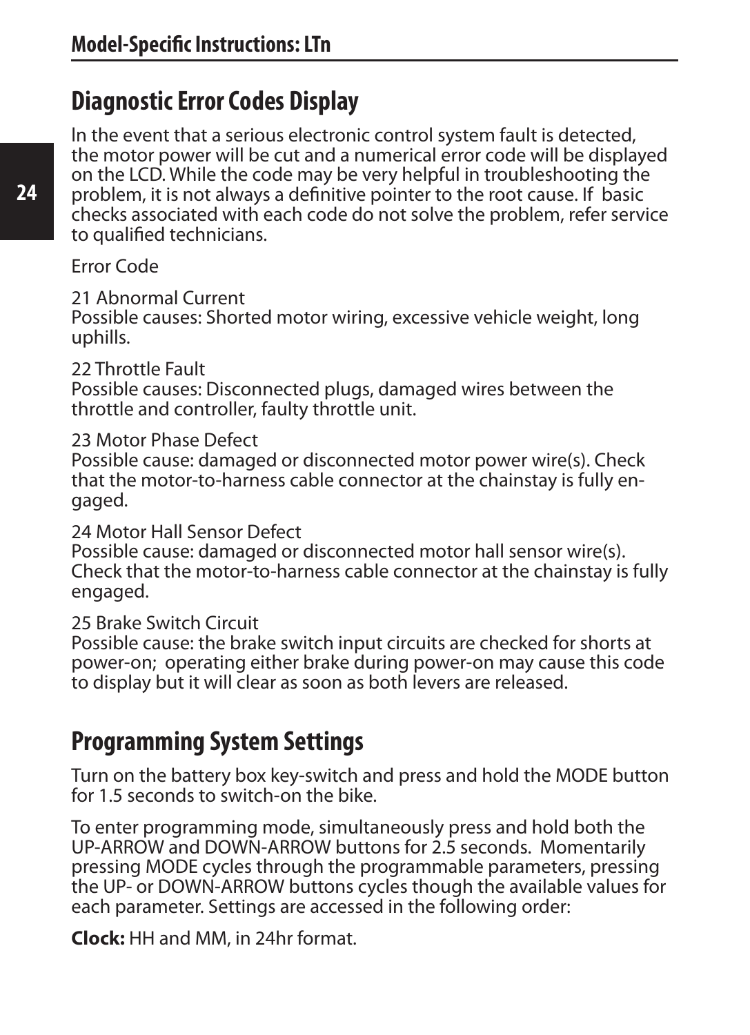## Diagnostic Error Codes Display

In the event that a serious electronic control system fault is detected, the motor power will be cut and a numerical error code will be displayed on the LCD. While the code may be very helpful in troubleshooting the problem, it is not always a definitive pointer to the root cause. If basic checks associated with each code do not solve the problem, refer service to qualified technicians.

Error Code

21 Abnormal Current
Possible causes: Shorted motor wiring, excessive vehicle weight, long uphills.

22 Throttle Fault
Possible causes: Disconnected plugs, damaged wires between the throttle and controller, faulty throttle unit.

23 Motor Phase Defect
Possible cause: damaged or disconnected motor power wire(s). Check that the motor-to-harness cable connector at the chainstay is fully engaged.

24 Motor Hall Sensor Defect
Possible cause: damaged or disconnected motor hall sensor wire(s). Check that the motor-to-harness cable connector at the chainstay is fully engaged.

25 Brake Switch Circuit
Possible cause: the brake switch input circuits are checked for shorts at power-on; operating either brake during power-on may cause this code to display but it will clear as soon as both levers are released.

## Programming System Settings

Turn on the battery box key-switch and press and hold the MODE button for 1.5 seconds to switch-on the bike.

To enter programming mode, simultaneously press and hold both the UP-ARROW and DOWN-ARROW buttons for 2.5 seconds. Momentarily pressing MODE cycles through the programmable parameters, pressing the UP- or DOWN-ARROW buttons cycles though the available values for each parameter. Settings are accessed in the following order:

**Clock:** HH and MM, in 24hr format.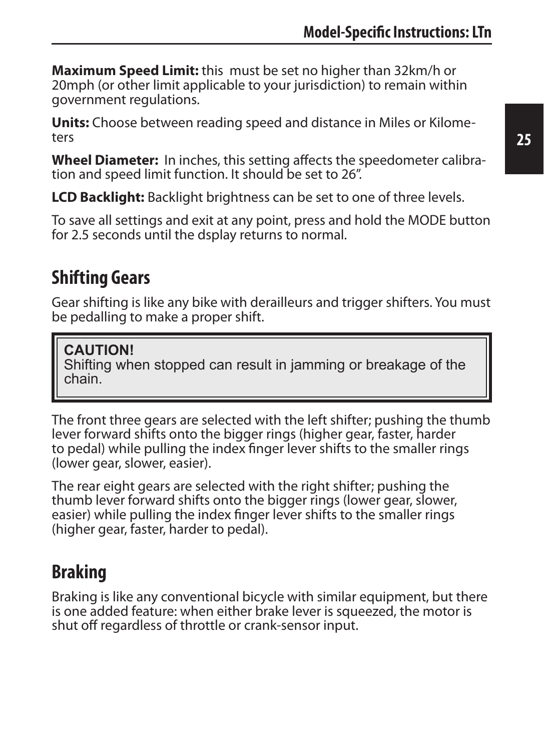**Maximum Speed Limit:** this  must be set no higher than 32km/h or 20mph (or other limit applicable to your jurisdiction) to remain within government regulations.

**Units:** Choose between reading speed and distance in Miles or Kilometers

**Wheel Diameter:**  In inches, this setting affects the speedometer calibration and speed limit function. It should be set to 26".

**LCD Backlight:** Backlight brightness can be set to one of three levels.

To save all settings and exit at any point, press and hold the MODE button for 2.5 seconds until the dsplay returns to normal.

## Shifting Gears

Gear shifting is like any bike with derailleurs and trigger shifters. You must be pedalling to make a proper shift.

> **CAUTION!**
> Shifting when stopped can result in jamming or breakage of the chain.

The front three gears are selected with the left shifter; pushing the thumb lever forward shifts onto the bigger rings (higher gear, faster, harder to pedal) while pulling the index finger lever shifts to the smaller rings (lower gear, slower, easier).

The rear eight gears are selected with the right shifter; pushing the thumb lever forward shifts onto the bigger rings (lower gear, slower, easier) while pulling the index finger lever shifts to the smaller rings (higher gear, faster, harder to pedal).

## Braking

Braking is like any conventional bicycle with similar equipment, but there is one added feature: when either brake lever is squeezed, the motor is shut off regardless of throttle or crank-sensor input.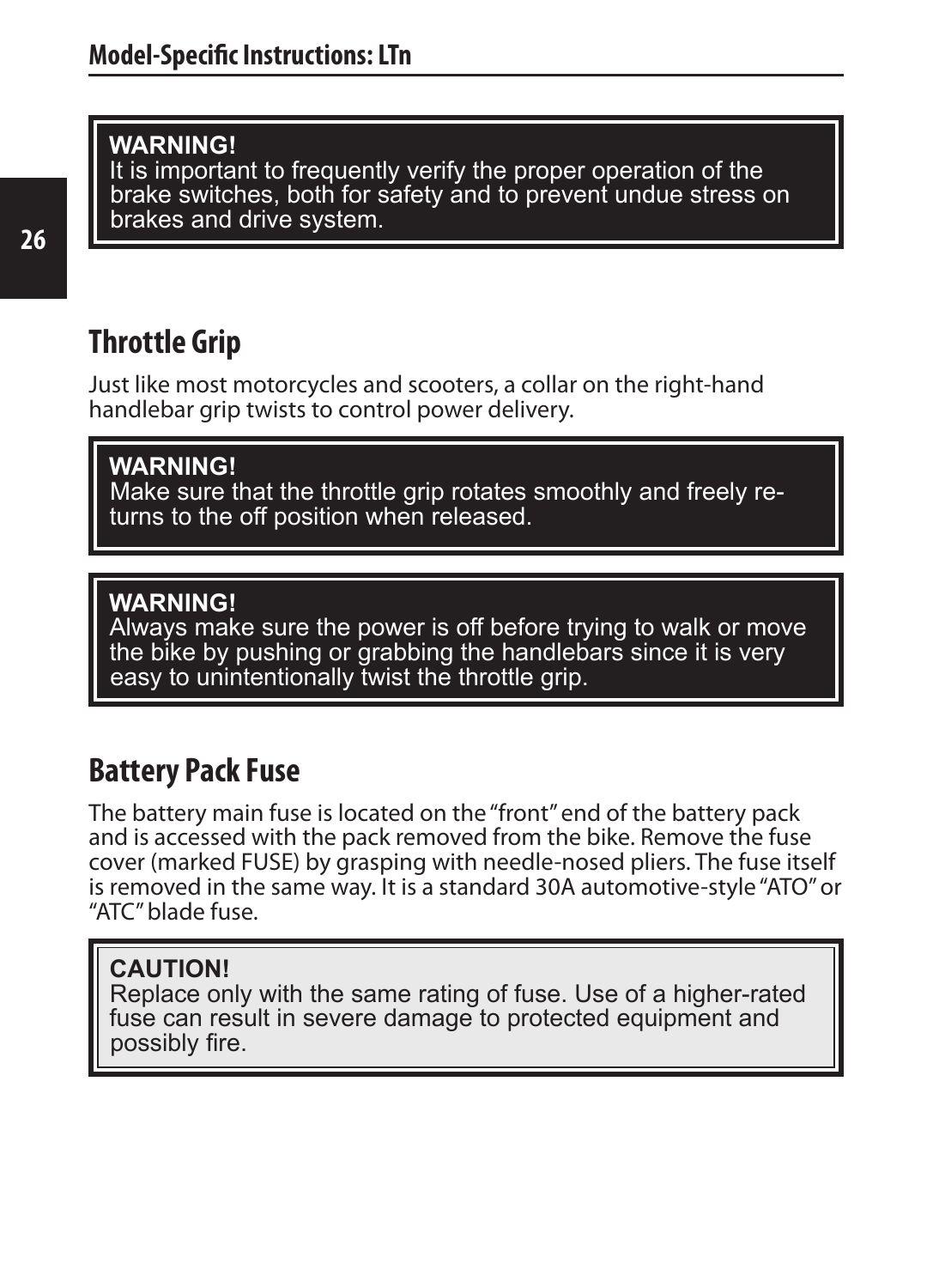**WARNING!**
It is important to frequently verify the proper operation of the brake switches, both for safety and to prevent undue stress on brakes and drive system.

## Throttle Grip

Just like most motorcycles and scooters, a collar on the right-hand handlebar grip twists to control power delivery.

**WARNING!**
Make sure that the throttle grip rotates smoothly and freely returns to the off position when released.

**WARNING!**
Always make sure the power is off before trying to walk or move the bike by pushing or grabbing the handlebars since it is very easy to unintentionally twist the throttle grip.

## Battery Pack Fuse

The battery main fuse is located on the "front" end of the battery pack and is accessed with the pack removed from the bike. Remove the fuse cover (marked FUSE) by grasping with needle-nosed pliers. The fuse itself is removed in the same way. It is a standard 30A automotive-style "ATO" or "ATC" blade fuse.

**CAUTION!**
Replace only with the same rating of fuse. Use of a higher-rated fuse can result in severe damage to protected equipment and possibly fire.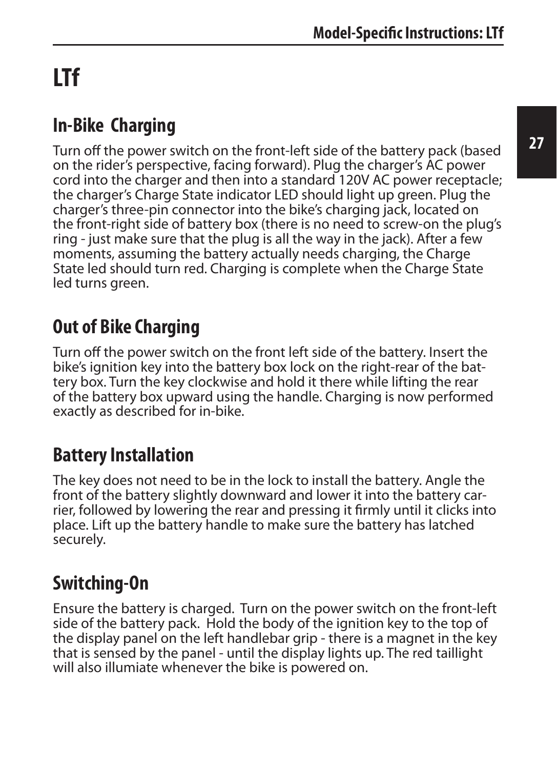# LTf

## In-Bike Charging

Turn off the power switch on the front-left side of the battery pack (based on the rider's perspective, facing forward). Plug the charger's AC power cord into the charger and then into a standard 120V AC power receptacle; the charger's Charge State indicator LED should light up green. Plug the charger's three-pin connector into the bike's charging jack, located on the front-right side of battery box (there is no need to screw-on the plug's ring - just make sure that the plug is all the way in the jack). After a few moments, assuming the battery actually needs charging, the Charge State led should turn red. Charging is complete when the Charge State led turns green.

## Out of Bike Charging

Turn off the power switch on the front left side of the battery. Insert the bike's ignition key into the battery box lock on the right-rear of the battery box. Turn the key clockwise and hold it there while lifting the rear of the battery box upward using the handle. Charging is now performed exactly as described for in-bike.

## Battery Installation

The key does not need to be in the lock to install the battery. Angle the front of the battery slightly downward and lower it into the battery carrier, followed by lowering the rear and pressing it firmly until it clicks into place. Lift up the battery handle to make sure the battery has latched securely.

## Switching-On

Ensure the battery is charged. Turn on the power switch on the front-left side of the battery pack. Hold the body of the ignition key to the top of the display panel on the left handlebar grip - there is a magnet in the key that is sensed by the panel - until the display lights up. The red taillight will also illumiate whenever the bike is powered on.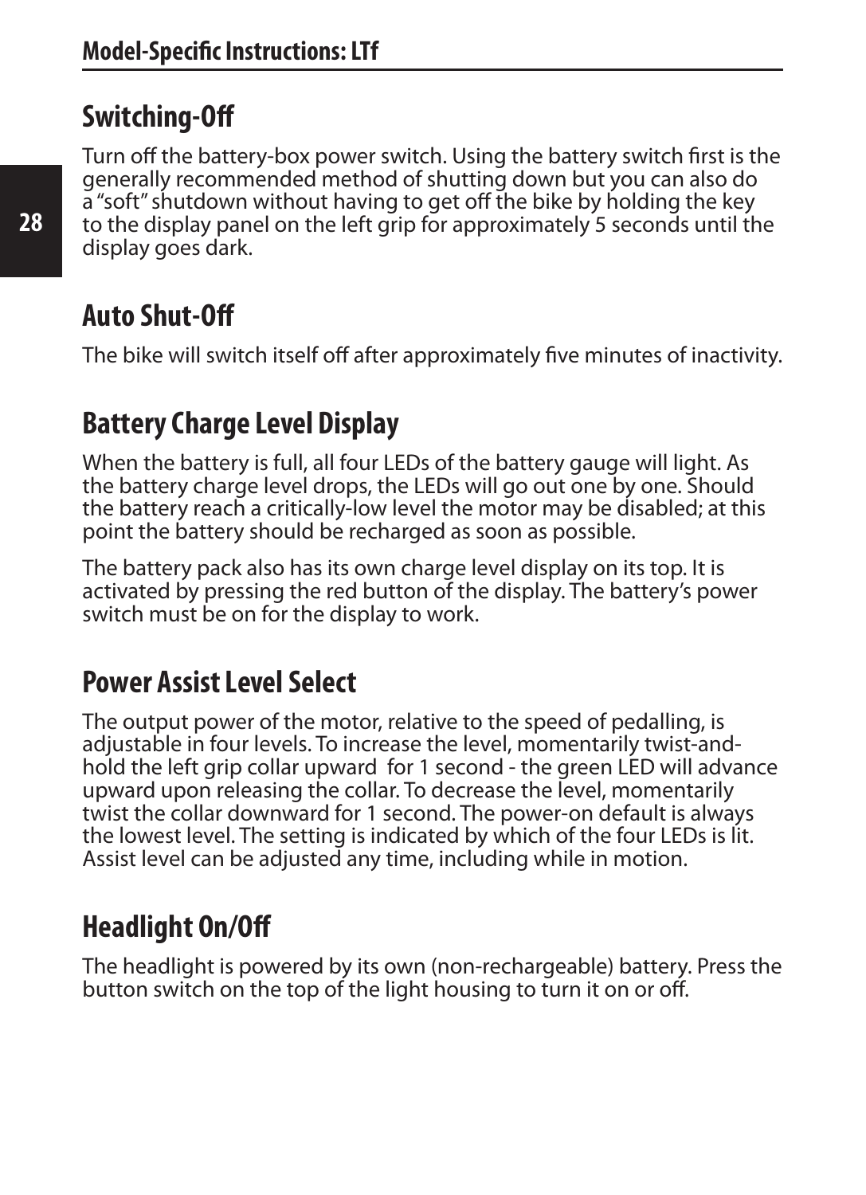## Switching-Off

Turn off the battery-box power switch. Using the battery switch first is the generally recommended method of shutting down but you can also do a "soft" shutdown without having to get off the bike by holding the key to the display panel on the left grip for approximately 5 seconds until the display goes dark.

## Auto Shut-Off

The bike will switch itself off after approximately five minutes of inactivity.

## Battery Charge Level Display

When the battery is full, all four LEDs of the battery gauge will light. As the battery charge level drops, the LEDs will go out one by one. Should the battery reach a critically-low level the motor may be disabled; at this point the battery should be recharged as soon as possible.

The battery pack also has its own charge level display on its top. It is activated by pressing the red button of the display. The battery's power switch must be on for the display to work.

## Power Assist Level Select

The output power of the motor, relative to the speed of pedalling, is adjustable in four levels. To increase the level, momentarily twist-and-hold the left grip collar upward for 1 second - the green LED will advance upward upon releasing the collar. To decrease the level, momentarily twist the collar downward for 1 second. The power-on default is always the lowest level. The setting is indicated by which of the four LEDs is lit. Assist level can be adjusted any time, including while in motion.

## Headlight On/Off

The headlight is powered by its own (non-rechargeable) battery. Press the button switch on the top of the light housing to turn it on or off.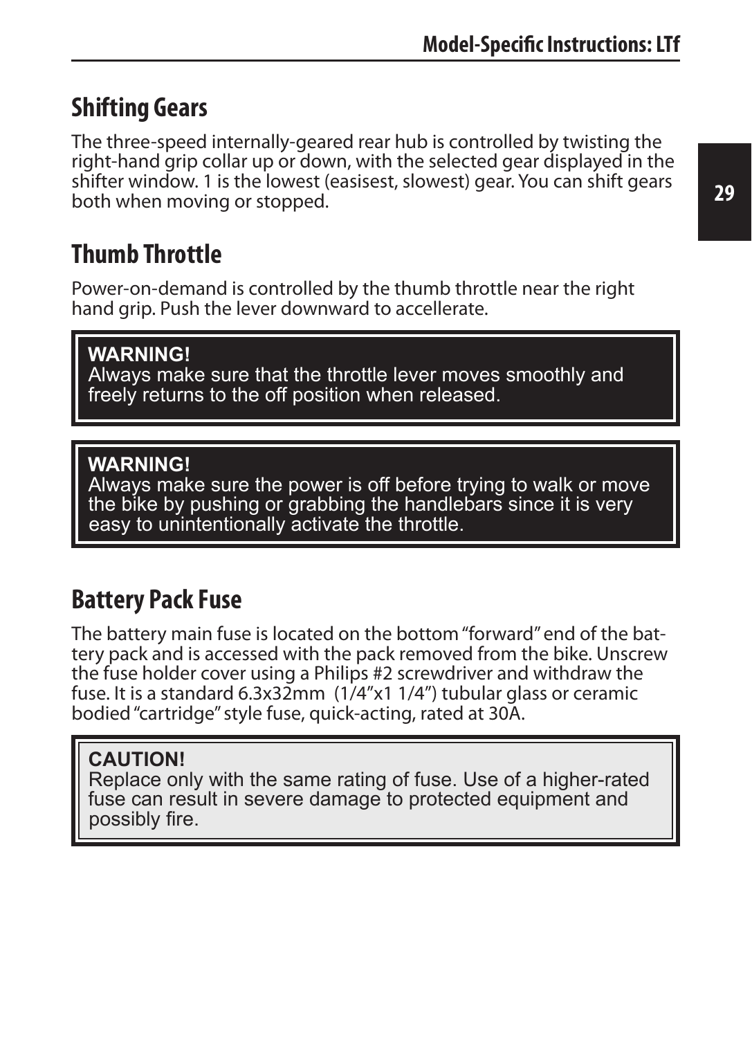## Shifting Gears

The three-speed internally-geared rear hub is controlled by twisting the right-hand grip collar up or down, with the selected gear displayed in the shifter window. 1 is the lowest (easisest, slowest) gear. You can shift gears both when moving or stopped.

## Thumb Throttle

Power-on-demand is controlled by the thumb throttle near the right hand grip. Push the lever downward to accellerate.

> **WARNING!**
> Always make sure that the throttle lever moves smoothly and freely returns to the off position when released.

> **WARNING!**
> Always make sure the power is off before trying to walk or move the bike by pushing or grabbing the handlebars since it is very easy to unintentionally activate the throttle.

## Battery Pack Fuse

The battery main fuse is located on the bottom “forward” end of the battery pack and is accessed with the pack removed from the bike. Unscrew the fuse holder cover using a Philips #2 screwdriver and withdraw the fuse. It is a standard 6.3x32mm (1/4”x1 1/4”) tubular glass or ceramic bodied “cartridge” style fuse, quick-acting, rated at 30A.

> **CAUTION!**
> Replace only with the same rating of fuse. Use of a higher-rated fuse can result in severe damage to protected equipment and possibly fire.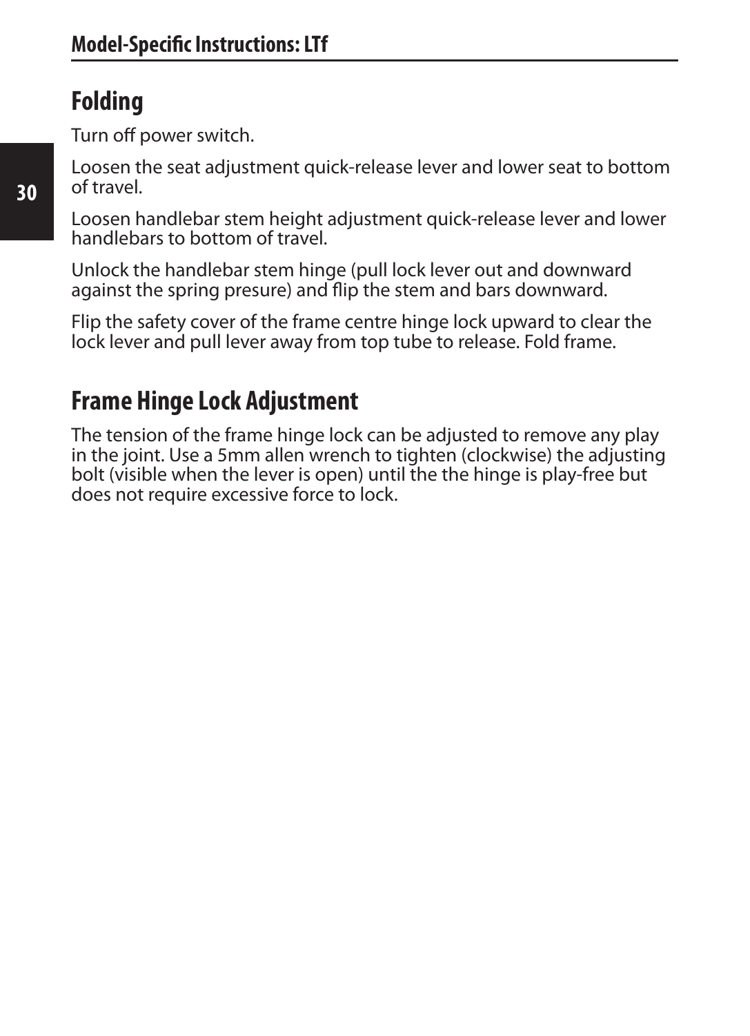## Folding

Turn off power switch.

Loosen the seat adjustment quick-release lever and lower seat to bottom of travel.

Loosen handlebar stem height adjustment quick-release lever and lower handlebars to bottom of travel.

Unlock the handlebar stem hinge (pull lock lever out and downward against the spring presure) and flip the stem and bars downward.

Flip the safety cover of the frame centre hinge lock upward to clear the lock lever and pull lever away from top tube to release. Fold frame.

## Frame Hinge Lock Adjustment

The tension of the frame hinge lock can be adjusted to remove any play in the joint. Use a 5mm allen wrench to tighten (clockwise) the adjusting bolt (visible when the lever is open) until the the hinge is play-free but does not require excessive force to lock.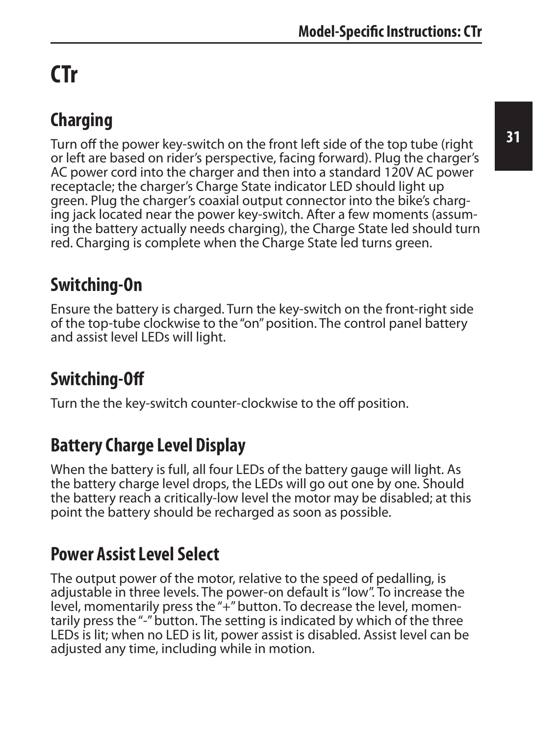# CTr

## Charging

Turn off the power key-switch on the front left side of the top tube (right or left are based on rider's perspective, facing forward). Plug the charger's AC power cord into the charger and then into a standard 120V AC power receptacle; the charger's Charge State indicator LED should light up green. Plug the charger's coaxial output connector into the bike's charging jack located near the power key-switch. After a few moments (assuming the battery actually needs charging), the Charge State led should turn red. Charging is complete when the Charge State led turns green.

## Switching-On

Ensure the battery is charged. Turn the key-switch on the front-right side of the top-tube clockwise to the "on" position. The control panel battery and assist level LEDs will light.

## Switching-Off

Turn the the key-switch counter-clockwise to the off position.

## Battery Charge Level Display

When the battery is full, all four LEDs of the battery gauge will light. As the battery charge level drops, the LEDs will go out one by one. Should the battery reach a critically-low level the motor may be disabled; at this point the battery should be recharged as soon as possible.

## Power Assist Level Select

The output power of the motor, relative to the speed of pedalling, is adjustable in three levels. The power-on default is "low". To increase the level, momentarily press the "+" button. To decrease the level, momentarily press the "-" button. The setting is indicated by which of the three LEDs is lit; when no LED is lit, power assist is disabled. Assist level can be adjusted any time, including while in motion.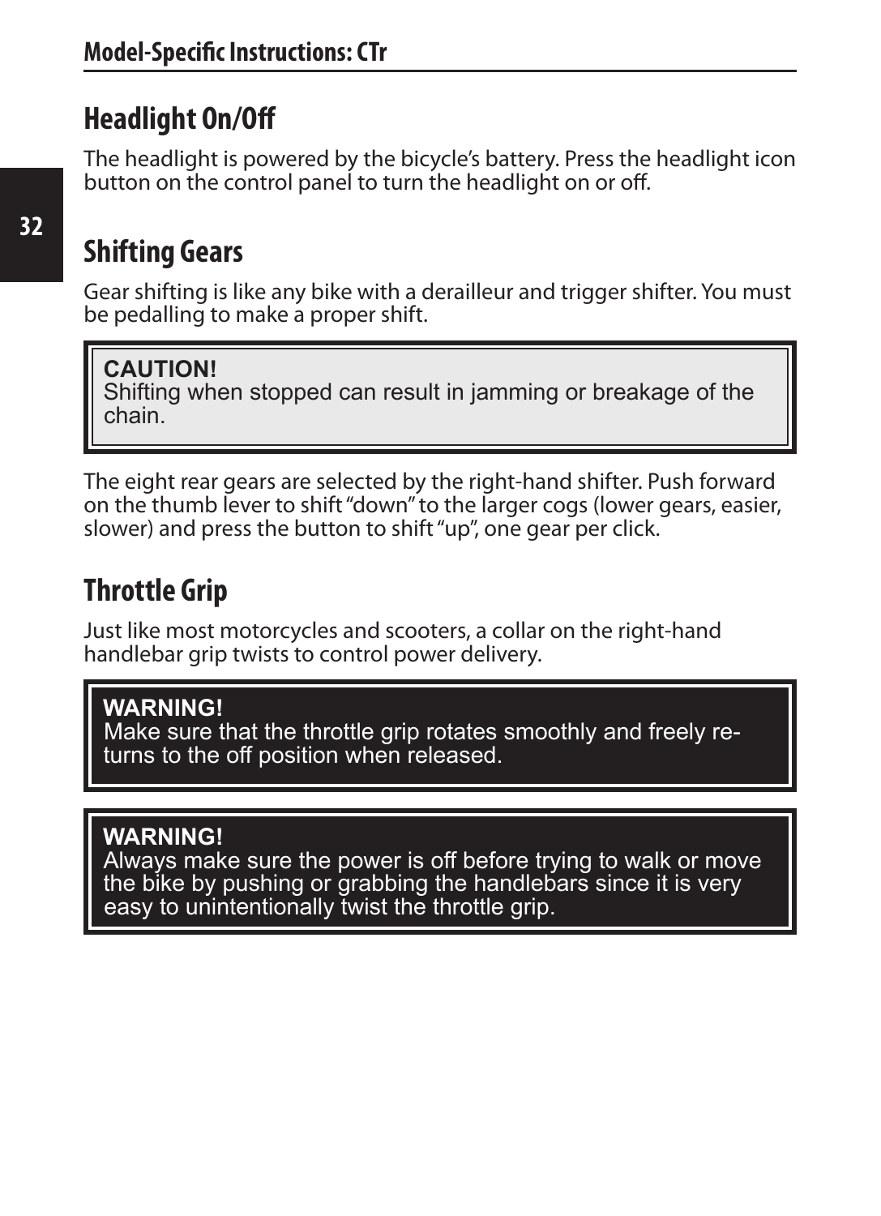## Headlight On/Off

The headlight is powered by the bicycle's battery. Press the headlight icon button on the control panel to turn the headlight on or off.

## Shifting Gears

Gear shifting is like any bike with a derailleur and trigger shifter. You must be pedalling to make a proper shift.

> **CAUTION!**
> Shifting when stopped can result in jamming or breakage of the chain.

The eight rear gears are selected by the right-hand shifter. Push forward on the thumb lever to shift "down" to the larger cogs (lower gears, easier, slower) and press the button to shift "up", one gear per click.

## Throttle Grip

Just like most motorcycles and scooters, a collar on the right-hand handlebar grip twists to control power delivery.

> **WARNING!**
> Make sure that the throttle grip rotates smoothly and freely returns to the off position when released.

> **WARNING!**
> Always make sure the power is off before trying to walk or move the bike by pushing or grabbing the handlebars since it is very easy to unintentionally twist the throttle grip.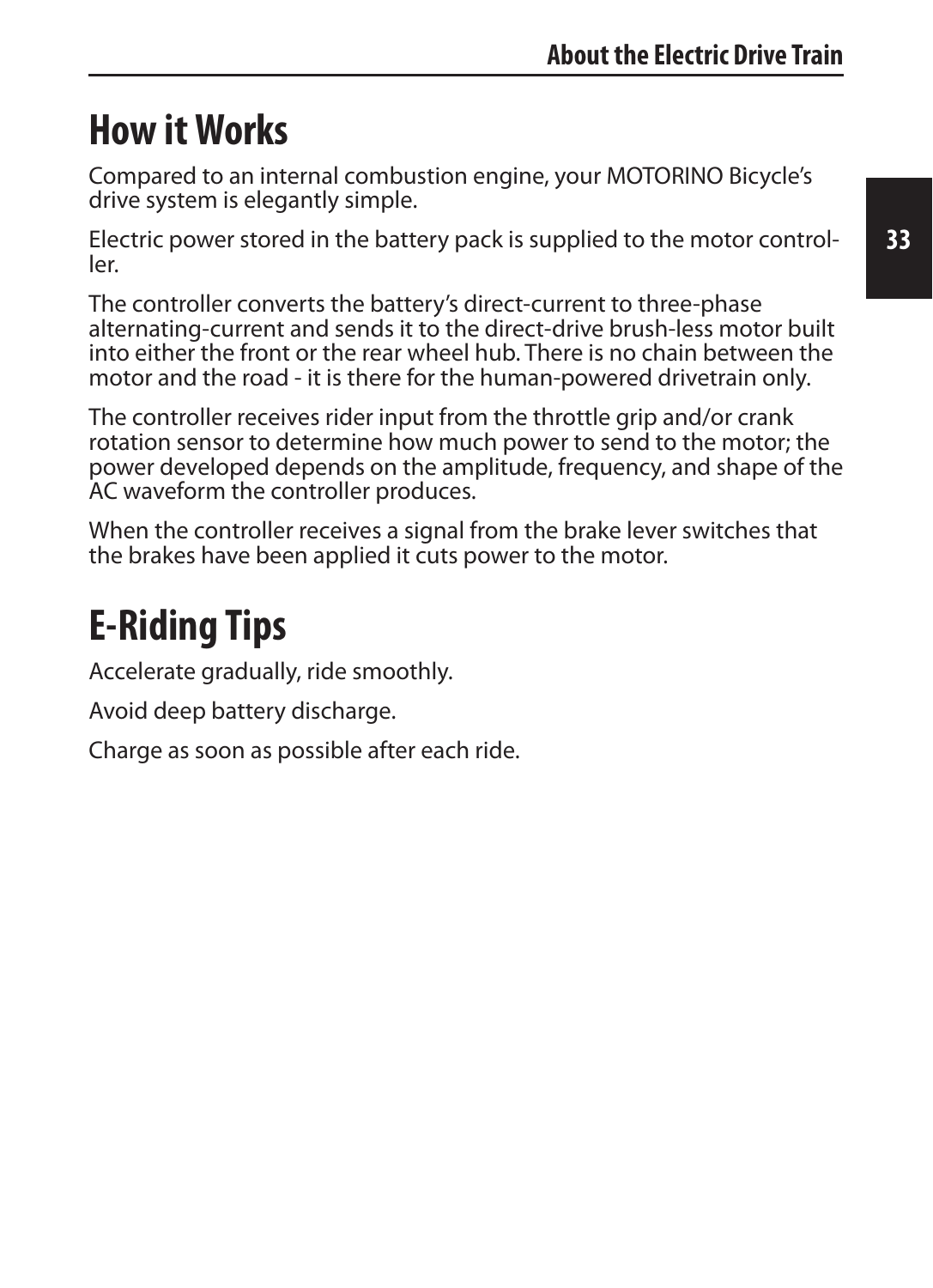# How it Works

Compared to an internal combustion engine, your MOTORINO Bicycle's drive system is elegantly simple.

Electric power stored in the battery pack is supplied to the motor controller.

The controller converts the battery's direct-current to three-phase alternating-current and sends it to the direct-drive brush-less motor built into either the front or the rear wheel hub. There is no chain between the motor and the road - it is there for the human-powered drivetrain only.

The controller receives rider input from the throttle grip and/or crank rotation sensor to determine how much power to send to the motor; the power developed depends on the amplitude, frequency, and shape of the AC waveform the controller produces.

When the controller receives a signal from the brake lever switches that the brakes have been applied it cuts power to the motor.

# E-Riding Tips

Accelerate gradually, ride smoothly.

Avoid deep battery discharge.

Charge as soon as possible after each ride.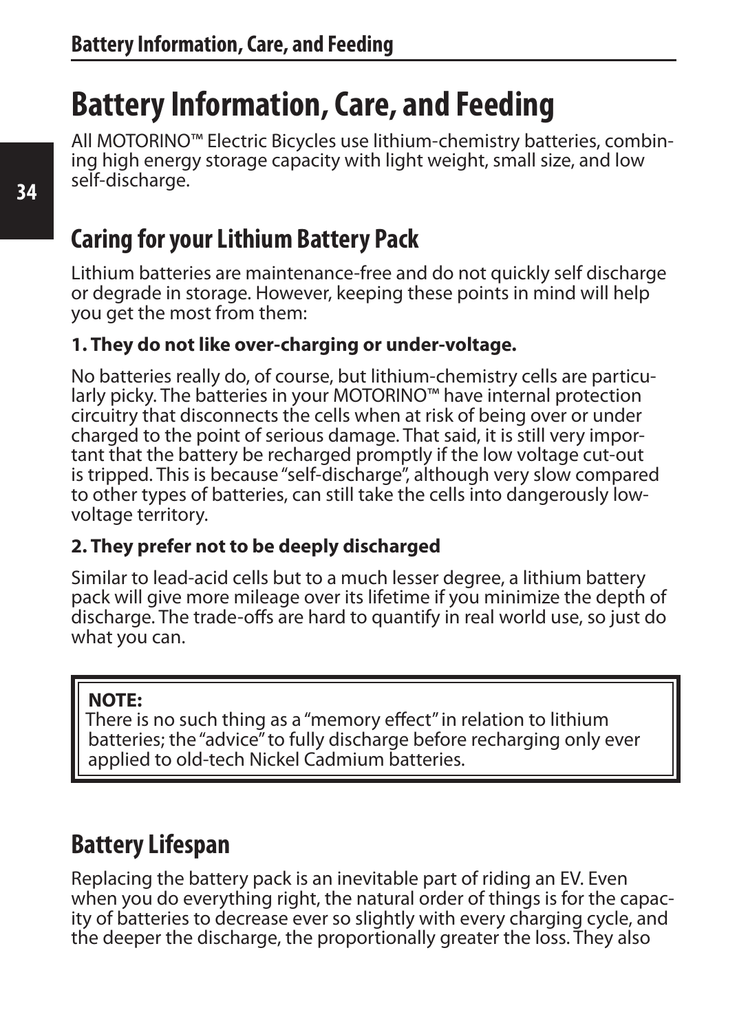# Battery Information, Care, and Feeding

All MOTORINO™ Electric Bicycles use lithium-chemistry batteries, combining high energy storage capacity with light weight, small size, and low self-discharge.

## Caring for your Lithium Battery Pack

Lithium batteries are maintenance-free and do not quickly self discharge or degrade in storage. However, keeping these points in mind will help you get the most from them:

**1. They do not like over-charging or under-voltage.**

No batteries really do, of course, but lithium-chemistry cells are particularly picky. The batteries in your MOTORINO™ have internal protection circuitry that disconnects the cells when at risk of being over or under charged to the point of serious damage. That said, it is still very important that the battery be recharged promptly if the low voltage cut-out is tripped. This is because "self-discharge", although very slow compared to other types of batteries, can still take the cells into dangerously low-voltage territory.

**2. They prefer not to be deeply discharged**

Similar to lead-acid cells but to a much lesser degree, a lithium battery pack will give more mileage over its lifetime if you minimize the depth of discharge. The trade-offs are hard to quantify in real world use, so just do what you can.

> **NOTE:**
> There is no such thing as a "memory effect" in relation to lithium batteries; the "advice" to fully discharge before recharging only ever applied to old-tech Nickel Cadmium batteries.

## Battery Lifespan

Replacing the battery pack is an inevitable part of riding an EV. Even when you do everything right, the natural order of things is for the capacity of batteries to decrease ever so slightly with every charging cycle, and the deeper the discharge, the proportionally greater the loss. They also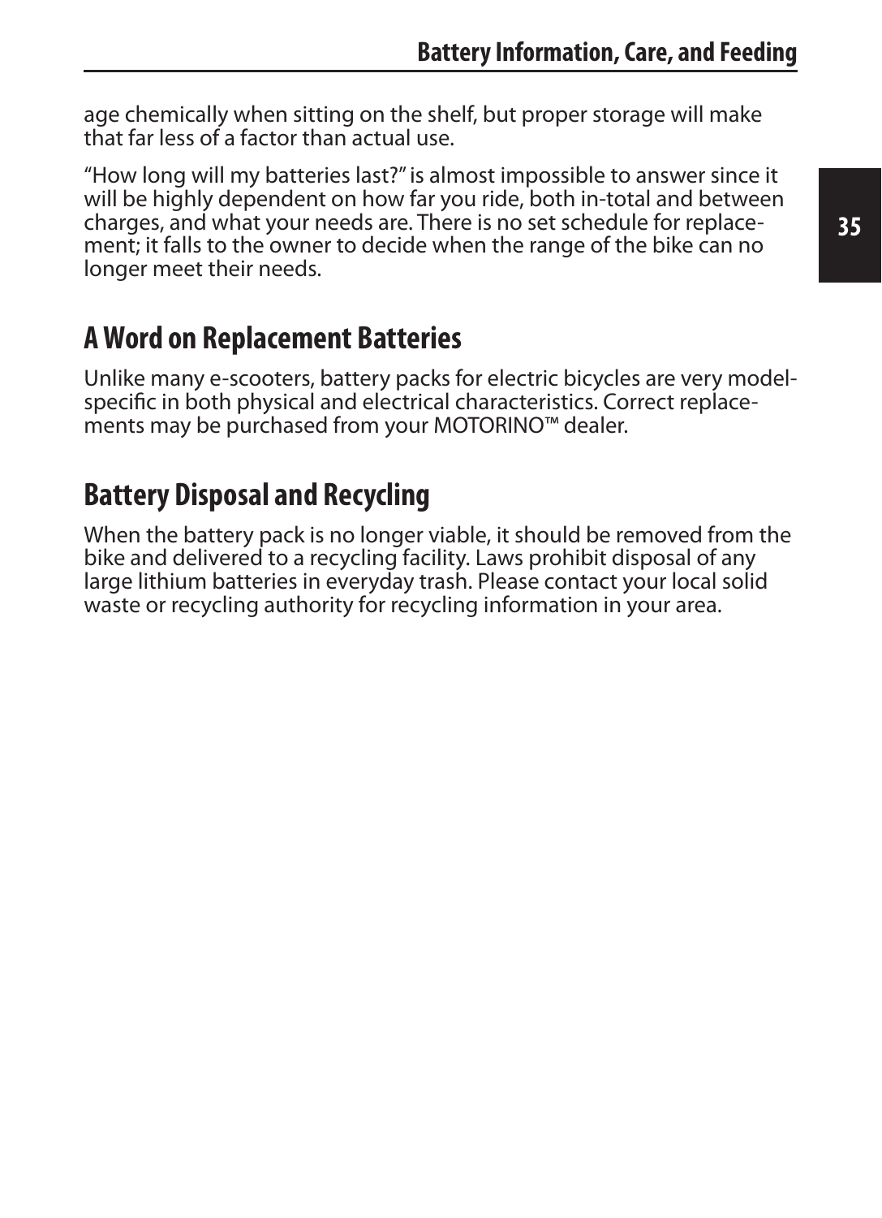age chemically when sitting on the shelf, but proper storage will make that far less of a factor than actual use.

"How long will my batteries last?" is almost impossible to answer since it will be highly dependent on how far you ride, both in-total and between charges, and what your needs are. There is no set schedule for replacement; it falls to the owner to decide when the range of the bike can no longer meet their needs.

## A Word on Replacement Batteries

Unlike many e-scooters, battery packs for electric bicycles are very model-specific in both physical and electrical characteristics. Correct replacements may be purchased from your MOTORINO™ dealer.

## Battery Disposal and Recycling

When the battery pack is no longer viable, it should be removed from the bike and delivered to a recycling facility. Laws prohibit disposal of any large lithium batteries in everyday trash. Please contact your local solid waste or recycling authority for recycling information in your area.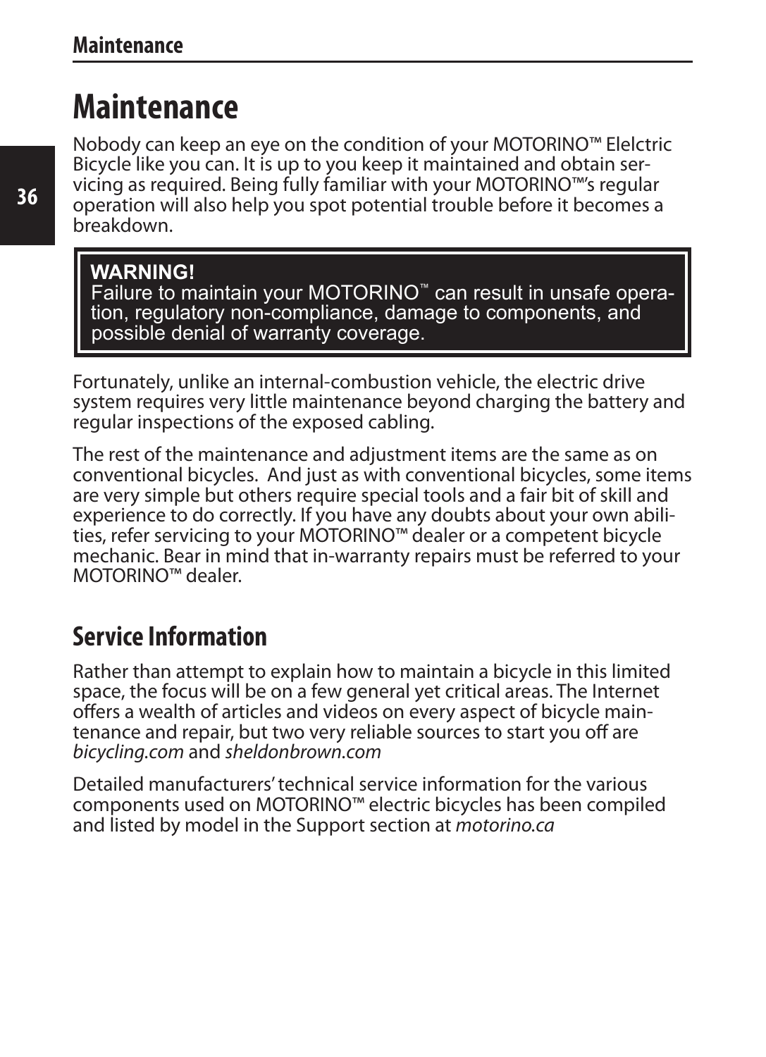# Maintenance

Nobody can keep an eye on the condition of your MOTORINO™ Elelctric Bicycle like you can. It is up to you keep it maintained and obtain servicing as required. Being fully familiar with your MOTORINO™'s regular operation will also help you spot potential trouble before it becomes a breakdown.

> **WARNING!**
> Failure to maintain your MOTORINO™ can result in unsafe operation, regulatory non-compliance, damage to components, and possible denial of warranty coverage.

Fortunately, unlike an internal-combustion vehicle, the electric drive system requires very little maintenance beyond charging the battery and regular inspections of the exposed cabling.

The rest of the maintenance and adjustment items are the same as on conventional bicycles. And just as with conventional bicycles, some items are very simple but others require special tools and a fair bit of skill and experience to do correctly. If you have any doubts about your own abilities, refer servicing to your MOTORINO™ dealer or a competent bicycle mechanic. Bear in mind that in-warranty repairs must be referred to your MOTORINO™ dealer.

## Service Information

Rather than attempt to explain how to maintain a bicycle in this limited space, the focus will be on a few general yet critical areas. The Internet offers a wealth of articles and videos on every aspect of bicycle maintenance and repair, but two very reliable sources to start you off are *bicycling.com* and *sheldonbrown.com*

Detailed manufacturers' technical service information for the various components used on MOTORINO™ electric bicycles has been compiled and listed by model in the Support section at *motorino.ca*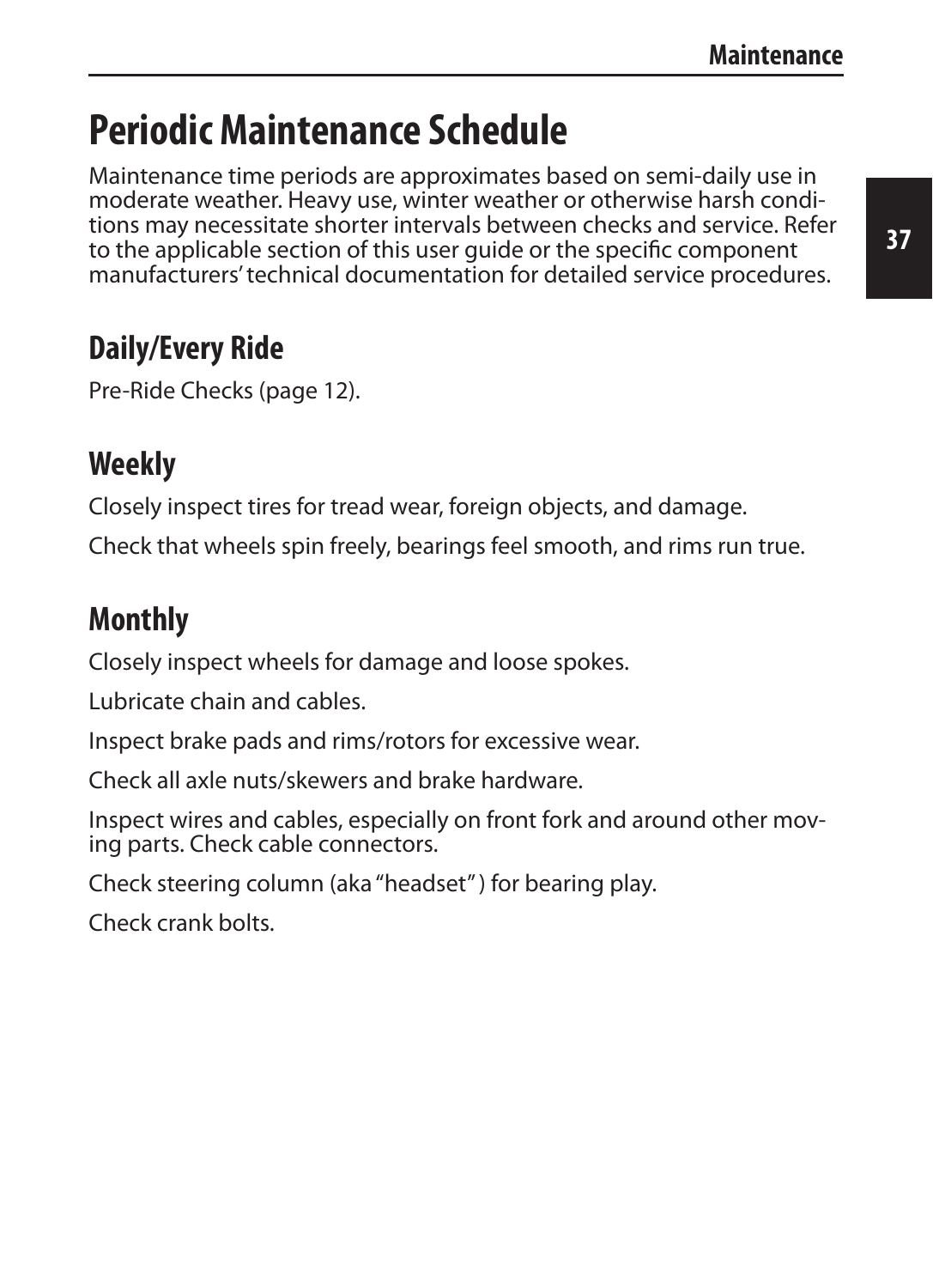# Periodic Maintenance Schedule

Maintenance time periods are approximates based on semi-daily use in moderate weather. Heavy use, winter weather or otherwise harsh conditions may necessitate shorter intervals between checks and service. Refer to the applicable section of this user guide or the specific component manufacturers' technical documentation for detailed service procedures.

## Daily/Every Ride

Pre-Ride Checks (page 12).

## Weekly

Closely inspect tires for tread wear, foreign objects, and damage.

Check that wheels spin freely, bearings feel smooth, and rims run true.

## Monthly

Closely inspect wheels for damage and loose spokes.

Lubricate chain and cables.

Inspect brake pads and rims/rotors for excessive wear.

Check all axle nuts/skewers and brake hardware.

Inspect wires and cables, especially on front fork and around other moving parts. Check cable connectors.

Check steering column (aka "headset") for bearing play.

Check crank bolts.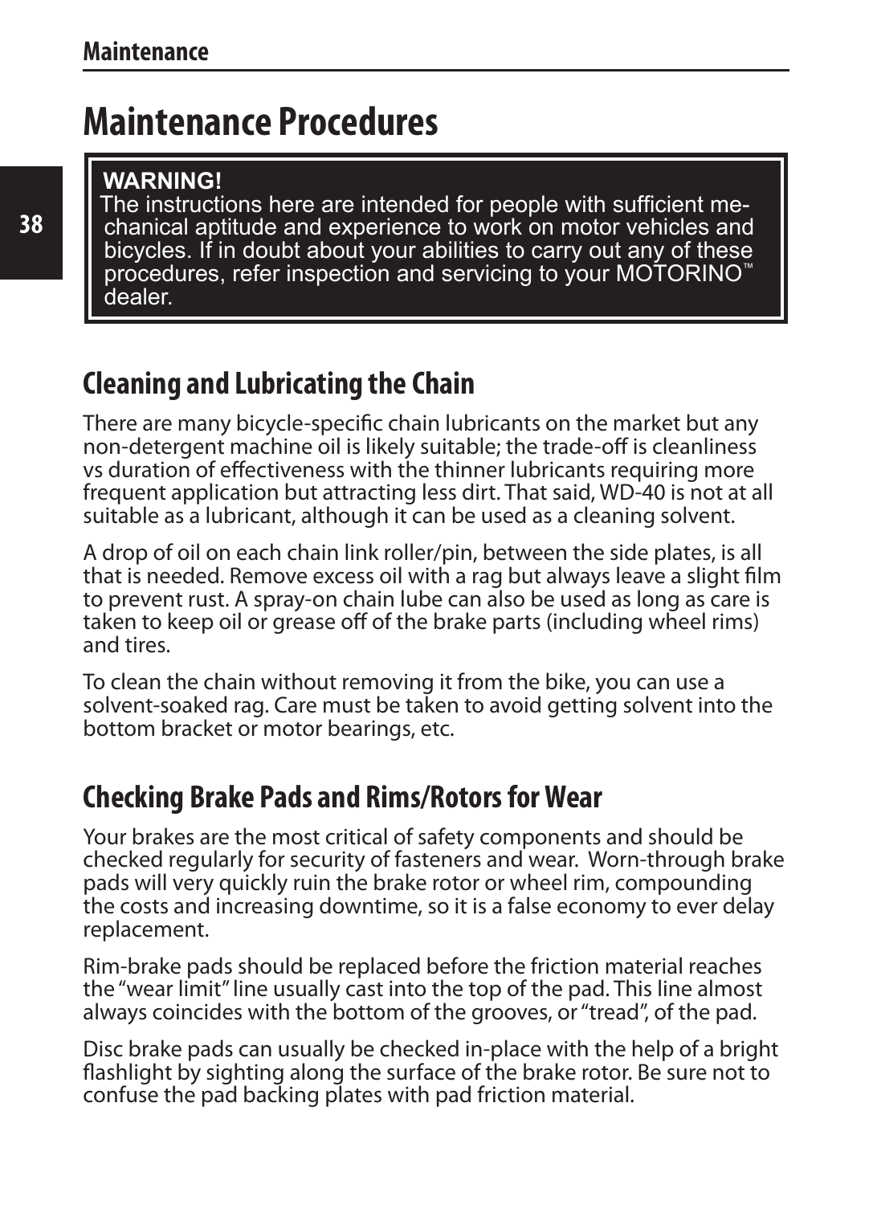# Maintenance Procedures

> **WARNING!**
> The instructions here are intended for people with sufficient mechanical aptitude and experience to work on motor vehicles and bicycles. If in doubt about your abilities to carry out any of these procedures, refer inspection and servicing to your MOTORINO™ dealer.

## Cleaning and Lubricating the Chain

There are many bicycle-specific chain lubricants on the market but any non-detergent machine oil is likely suitable; the trade-off is cleanliness vs duration of effectiveness with the thinner lubricants requiring more frequent application but attracting less dirt. That said, WD-40 is not at all suitable as a lubricant, although it can be used as a cleaning solvent.

A drop of oil on each chain link roller/pin, between the side plates, is all that is needed. Remove excess oil with a rag but always leave a slight film to prevent rust. A spray-on chain lube can also be used as long as care is taken to keep oil or grease off of the brake parts (including wheel rims) and tires.

To clean the chain without removing it from the bike, you can use a solvent-soaked rag. Care must be taken to avoid getting solvent into the bottom bracket or motor bearings, etc.

## Checking Brake Pads and Rims/Rotors for Wear

Your brakes are the most critical of safety components and should be checked regularly for security of fasteners and wear. Worn-through brake pads will very quickly ruin the brake rotor or wheel rim, compounding the costs and increasing downtime, so it is a false economy to ever delay replacement.

Rim-brake pads should be replaced before the friction material reaches the "wear limit" line usually cast into the top of the pad. This line almost always coincides with the bottom of the grooves, or "tread", of the pad.

Disc brake pads can usually be checked in-place with the help of a bright flashlight by sighting along the surface of the brake rotor. Be sure not to confuse the pad backing plates with pad friction material.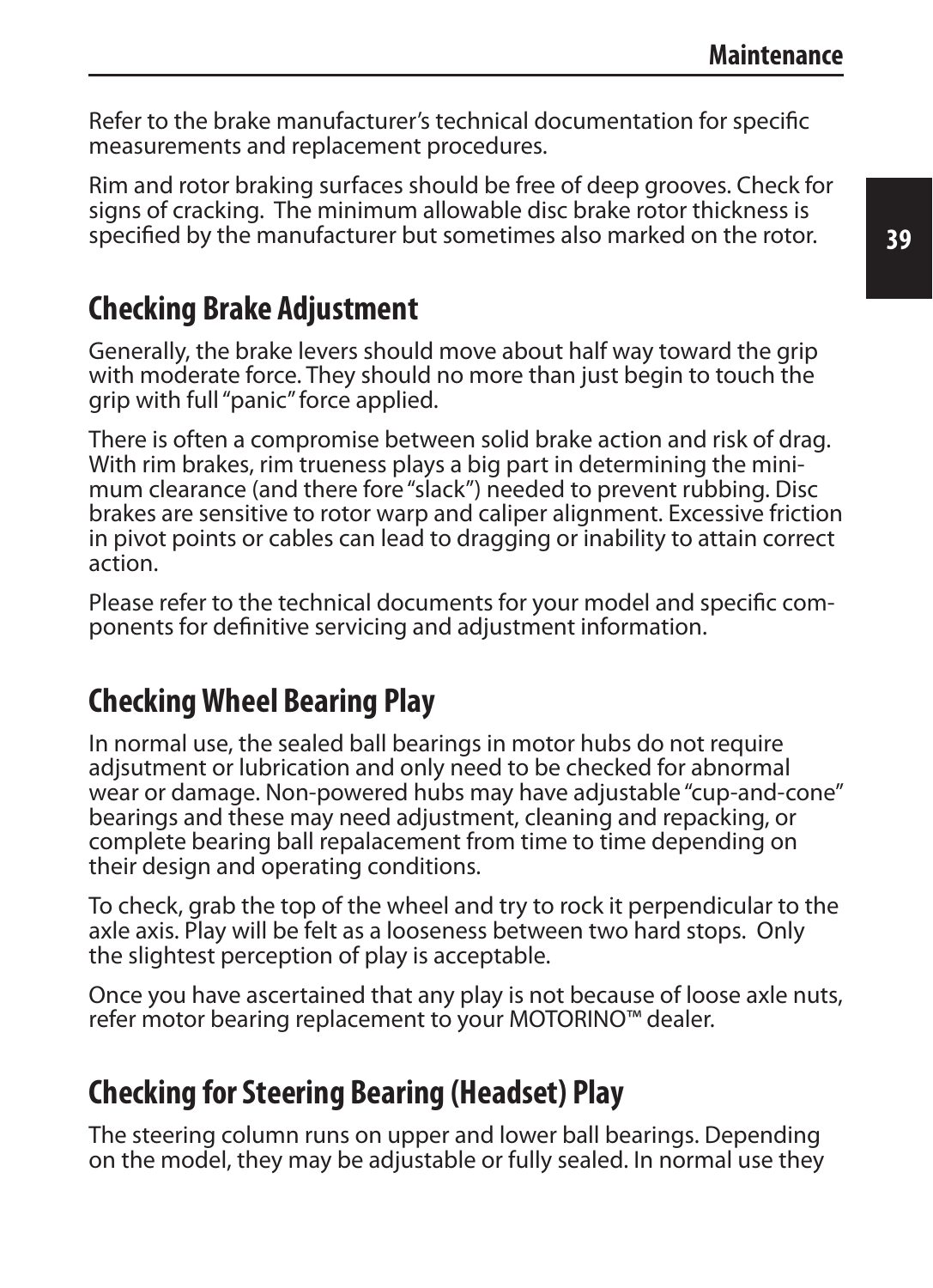Refer to the brake manufacturer's technical documentation for specific measurements and replacement procedures.

Rim and rotor braking surfaces should be free of deep grooves. Check for signs of cracking. The minimum allowable disc brake rotor thickness is specified by the manufacturer but sometimes also marked on the rotor.

## Checking Brake Adjustment

Generally, the brake levers should move about half way toward the grip with moderate force. They should no more than just begin to touch the grip with full "panic" force applied.

There is often a compromise between solid brake action and risk of drag. With rim brakes, rim trueness plays a big part in determining the minimum clearance (and there fore "slack") needed to prevent rubbing. Disc brakes are sensitive to rotor warp and caliper alignment. Excessive friction in pivot points or cables can lead to dragging or inability to attain correct action.

Please refer to the technical documents for your model and specific components for definitive servicing and adjustment information.

## Checking Wheel Bearing Play

In normal use, the sealed ball bearings in motor hubs do not require adjsutment or lubrication and only need to be checked for abnormal wear or damage. Non-powered hubs may have adjustable "cup-and-cone" bearings and these may need adjustment, cleaning and repacking, or complete bearing ball repalacement from time to time depending on their design and operating conditions.

To check, grab the top of the wheel and try to rock it perpendicular to the axle axis. Play will be felt as a looseness between two hard stops. Only the slightest perception of play is acceptable.

Once you have ascertained that any play is not because of loose axle nuts, refer motor bearing replacement to your MOTORINO™ dealer.

## Checking for Steering Bearing (Headset) Play

The steering column runs on upper and lower ball bearings. Depending on the model, they may be adjustable or fully sealed. In normal use they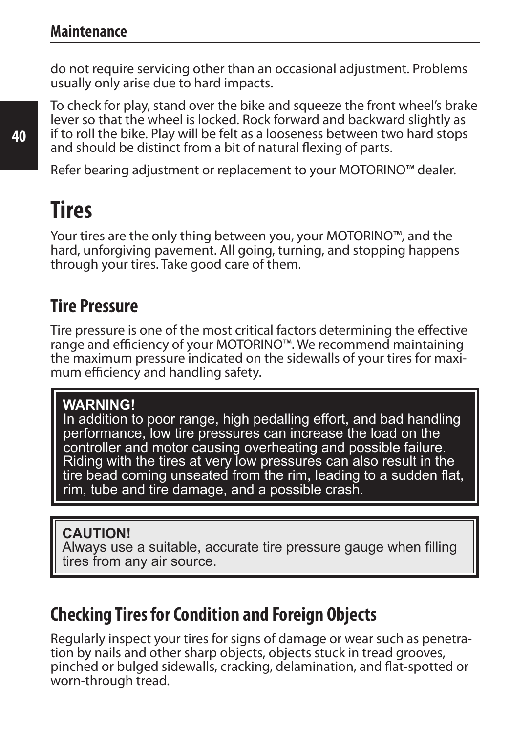do not require servicing other than an occasional adjustment. Problems usually only arise due to hard impacts.

To check for play, stand over the bike and squeeze the front wheel's brake lever so that the wheel is locked. Rock forward and backward slightly as if to roll the bike. Play will be felt as a looseness between two hard stops and should be distinct from a bit of natural flexing of parts.

Refer bearing adjustment or replacement to your MOTORINO™ dealer.

# Tires

Your tires are the only thing between you, your MOTORINO™, and the hard, unforgiving pavement. All going, turning, and stopping happens through your tires. Take good care of them.

## Tire Pressure

Tire pressure is one of the most critical factors determining the effective range and efficiency of your MOTORINO™. We recommend maintaining the maximum pressure indicated on the sidewalls of your tires for maximum efficiency and handling safety.

> **WARNING!**
> In addition to poor range, high pedalling effort, and bad handling performance, low tire pressures can increase the load on the controller and motor causing overheating and possible failure. Riding with the tires at very low pressures can also result in the tire bead coming unseated from the rim, leading to a sudden flat, rim, tube and tire damage, and a possible crash.

> **CAUTION!**
> Always use a suitable, accurate tire pressure gauge when filling tires from any air source.

## Checking Tires for Condition and Foreign Objects

Regularly inspect your tires for signs of damage or wear such as penetration by nails and other sharp objects, objects stuck in tread grooves, pinched or bulged sidewalls, cracking, delamination, and flat-spotted or worn-through tread.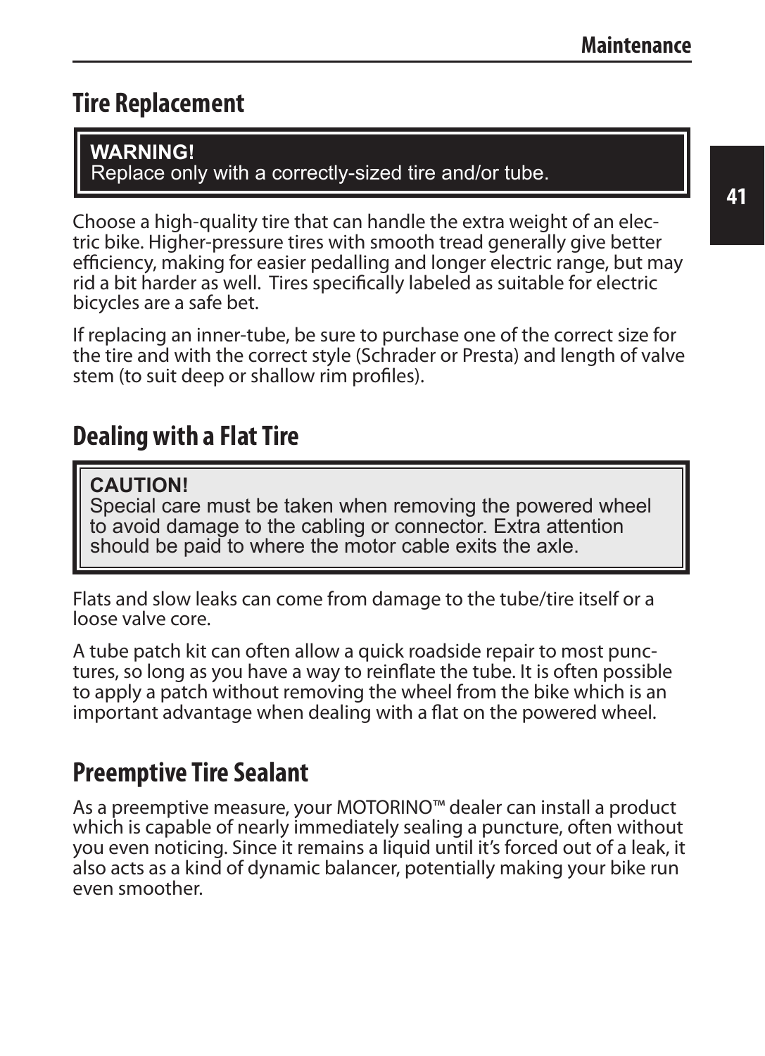## Tire Replacement

> **WARNING!**
> Replace only with a correctly-sized tire and/or tube.

Choose a high-quality tire that can handle the extra weight of an electric bike. Higher-pressure tires with smooth tread generally give better efficiency, making for easier pedalling and longer electric range, but may rid a bit harder as well. Tires specifically labeled as suitable for electric bicycles are a safe bet.

If replacing an inner-tube, be sure to purchase one of the correct size for the tire and with the correct style (Schrader or Presta) and length of valve stem (to suit deep or shallow rim profiles).

## Dealing with a Flat Tire

> **CAUTION!**
> Special care must be taken when removing the powered wheel to avoid damage to the cabling or connector. Extra attention should be paid to where the motor cable exits the axle.

Flats and slow leaks can come from damage to the tube/tire itself or a loose valve core.

A tube patch kit can often allow a quick roadside repair to most punctures, so long as you have a way to reinflate the tube. It is often possible to apply a patch without removing the wheel from the bike which is an important advantage when dealing with a flat on the powered wheel.

## Preemptive Tire Sealant

As a preemptive measure, your MOTORINO™ dealer can install a product which is capable of nearly immediately sealing a puncture, often without you even noticing. Since it remains a liquid until it's forced out of a leak, it also acts as a kind of dynamic balancer, potentially making your bike run even smoother.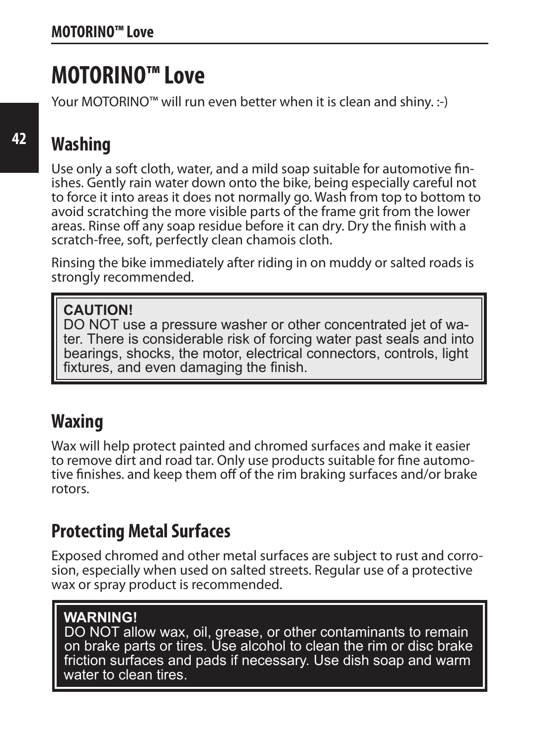# MOTORINO™ Love

Your MOTORINO™ will run even better when it is clean and shiny. :-)

## Washing

Use only a soft cloth, water, and a mild soap suitable for automotive finishes. Gently rain water down onto the bike, being especially careful not to force it into areas it does not normally go. Wash from top to bottom to avoid scratching the more visible parts of the frame grit from the lower areas. Rinse off any soap residue before it can dry. Dry the finish with a scratch-free, soft, perfectly clean chamois cloth.

Rinsing the bike immediately after riding in on muddy or salted roads is strongly recommended.

> **CAUTION!**
> DO NOT use a pressure washer or other concentrated jet of water. There is considerable risk of forcing water past seals and into bearings, shocks, the motor, electrical connectors, controls, light fixtures, and even damaging the finish.

## Waxing

Wax will help protect painted and chromed surfaces and make it easier to remove dirt and road tar. Only use products suitable for fine automotive finishes. and keep them off of the rim braking surfaces and/or brake rotors.

## Protecting Metal Surfaces

Exposed chromed and other metal surfaces are subject to rust and corrosion, especially when used on salted streets. Regular use of a protective wax or spray product is recommended.

> **WARNING!**
> DO NOT allow wax, oil, grease, or other contaminants to remain on brake parts or tires. Use alcohol to clean the rim or disc brake friction surfaces and pads if necessary. Use dish soap and warm water to clean tires.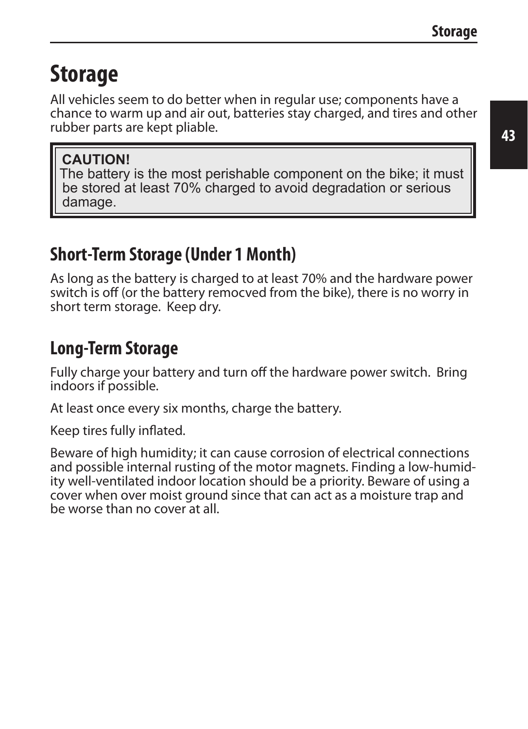# Storage

All vehicles seem to do better when in regular use; components have a chance to warm up and air out, batteries stay charged, and tires and other rubber parts are kept pliable.

> **CAUTION!**
> The battery is the most perishable component on the bike; it must be stored at least 70% charged to avoid degradation or serious damage.

## Short-Term Storage (Under 1 Month)

As long as the battery is charged to at least 70% and the hardware power switch is off (or the battery remocved from the bike), there is no worry in short term storage. Keep dry.

## Long-Term Storage

Fully charge your battery and turn off the hardware power switch. Bring indoors if possible.

At least once every six months, charge the battery.

Keep tires fully inflated.

Beware of high humidity; it can cause corrosion of electrical connections and possible internal rusting of the motor magnets. Finding a low-humidity well-ventilated indoor location should be a priority. Beware of using a cover when over moist ground since that can act as a moisture trap and be worse than no cover at all.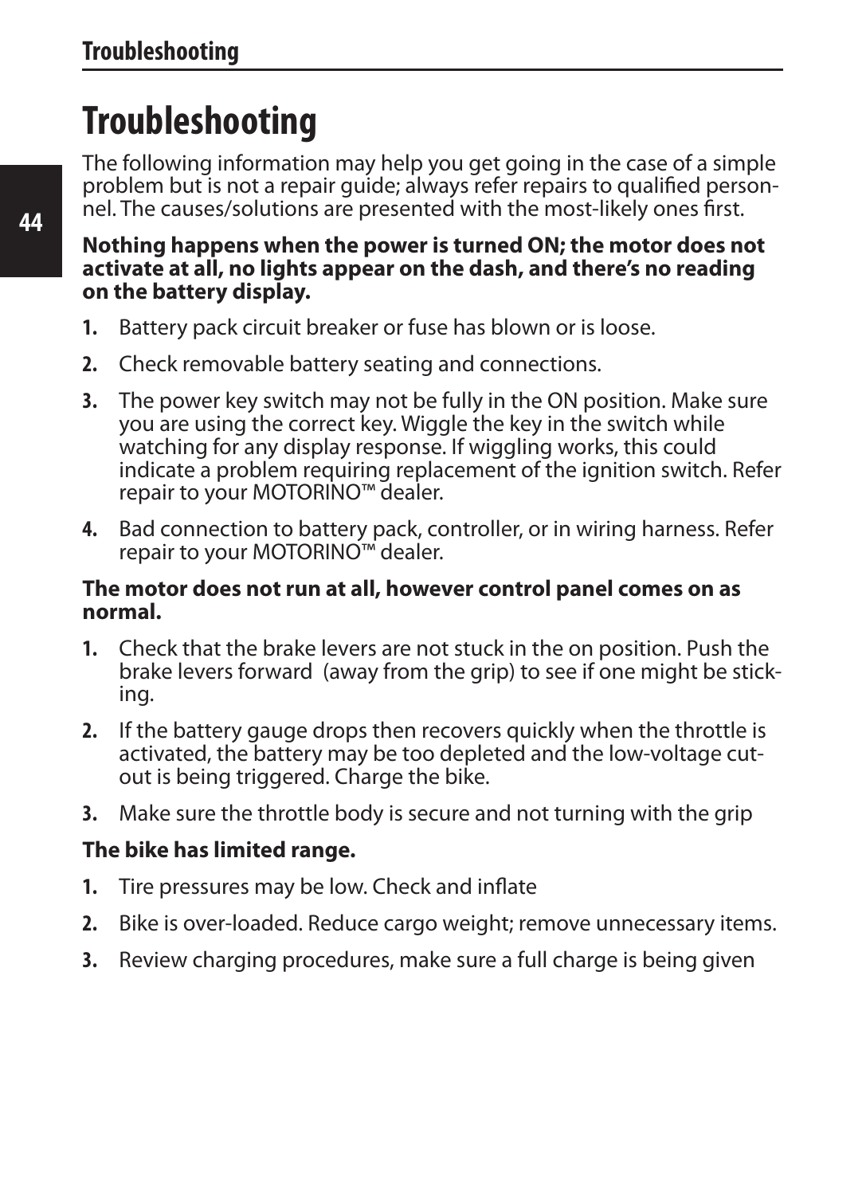# Troubleshooting

The following information may help you get going in the case of a simple problem but is not a repair guide; always refer repairs to qualified personnel. The causes/solutions are presented with the most-likely ones first.

**Nothing happens when the power is turned ON; the motor does not activate at all, no lights appear on the dash, and there's no reading on the battery display.**

1. Battery pack circuit breaker or fuse has blown or is loose.
2. Check removable battery seating and connections.
3. The power key switch may not be fully in the ON position. Make sure you are using the correct key. Wiggle the key in the switch while watching for any display response. If wiggling works, this could indicate a problem requiring replacement of the ignition switch. Refer repair to your MOTORINO™ dealer.
4. Bad connection to battery pack, controller, or in wiring harness. Refer repair to your MOTORINO™ dealer.

**The motor does not run at all, however control panel comes on as normal.**

1. Check that the brake levers are not stuck in the on position. Push the brake levers forward (away from the grip) to see if one might be sticking.
2. If the battery gauge drops then recovers quickly when the throttle is activated, the battery may be too depleted and the low-voltage cut-out is being triggered. Charge the bike.
3. Make sure the throttle body is secure and not turning with the grip

**The bike has limited range.**

1. Tire pressures may be low. Check and inflate
2. Bike is over-loaded. Reduce cargo weight; remove unnecessary items.
3. Review charging procedures, make sure a full charge is being given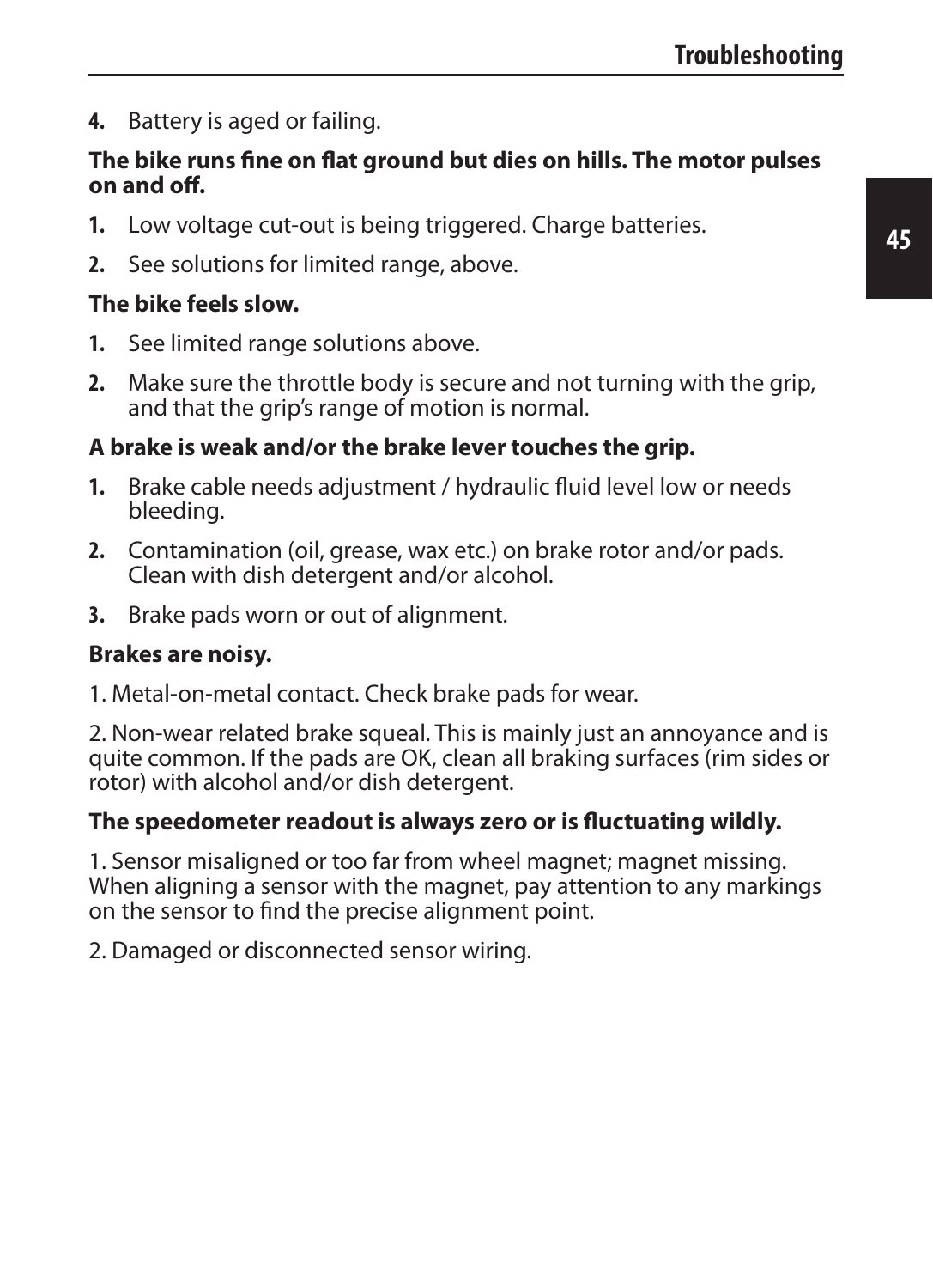4. Battery is aged or failing.

**The bike runs fine on flat ground but dies on hills. The motor pulses on and off.**

1. Low voltage cut-out is being triggered. Charge batteries.
2. See solutions for limited range, above.

**The bike feels slow.**

1. See limited range solutions above.
2. Make sure the throttle body is secure and not turning with the grip, and that the grip's range of motion is normal.

**A brake is weak and/or the brake lever touches the grip.**

1. Brake cable needs adjustment / hydraulic fluid level low or needs bleeding.
2. Contamination (oil, grease, wax etc.) on brake rotor and/or pads. Clean with dish detergent and/or alcohol.
3. Brake pads worn or out of alignment.

**Brakes are noisy.**

1. Metal-on-metal contact. Check brake pads for wear.

2. Non-wear related brake squeal. This is mainly just an annoyance and is quite common. If the pads are OK, clean all braking surfaces (rim sides or rotor) with alcohol and/or dish detergent.

**The speedometer readout is always zero or is fluctuating wildly.**

1. Sensor misaligned or too far from wheel magnet; magnet missing. When aligning a sensor with the magnet, pay attention to any markings on the sensor to find the precise alignment point.

2. Damaged or disconnected sensor wiring.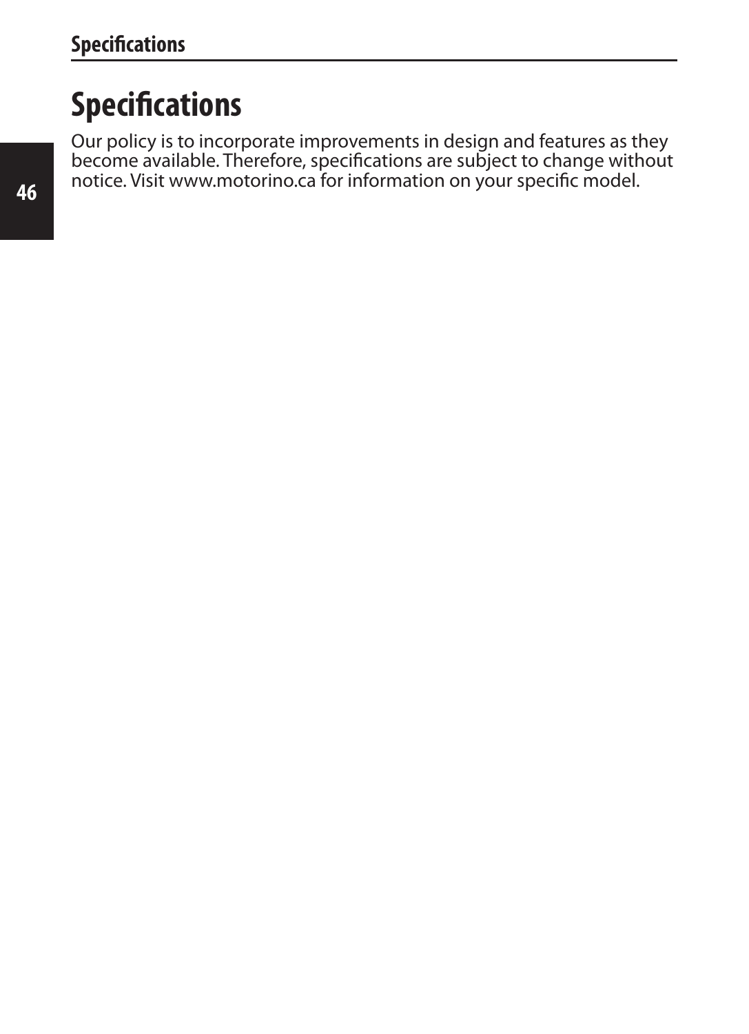# Specifications

Our policy is to incorporate improvements in design and features as they become available. Therefore, specifications are subject to change without notice. Visit www.motorino.ca for information on your specific model.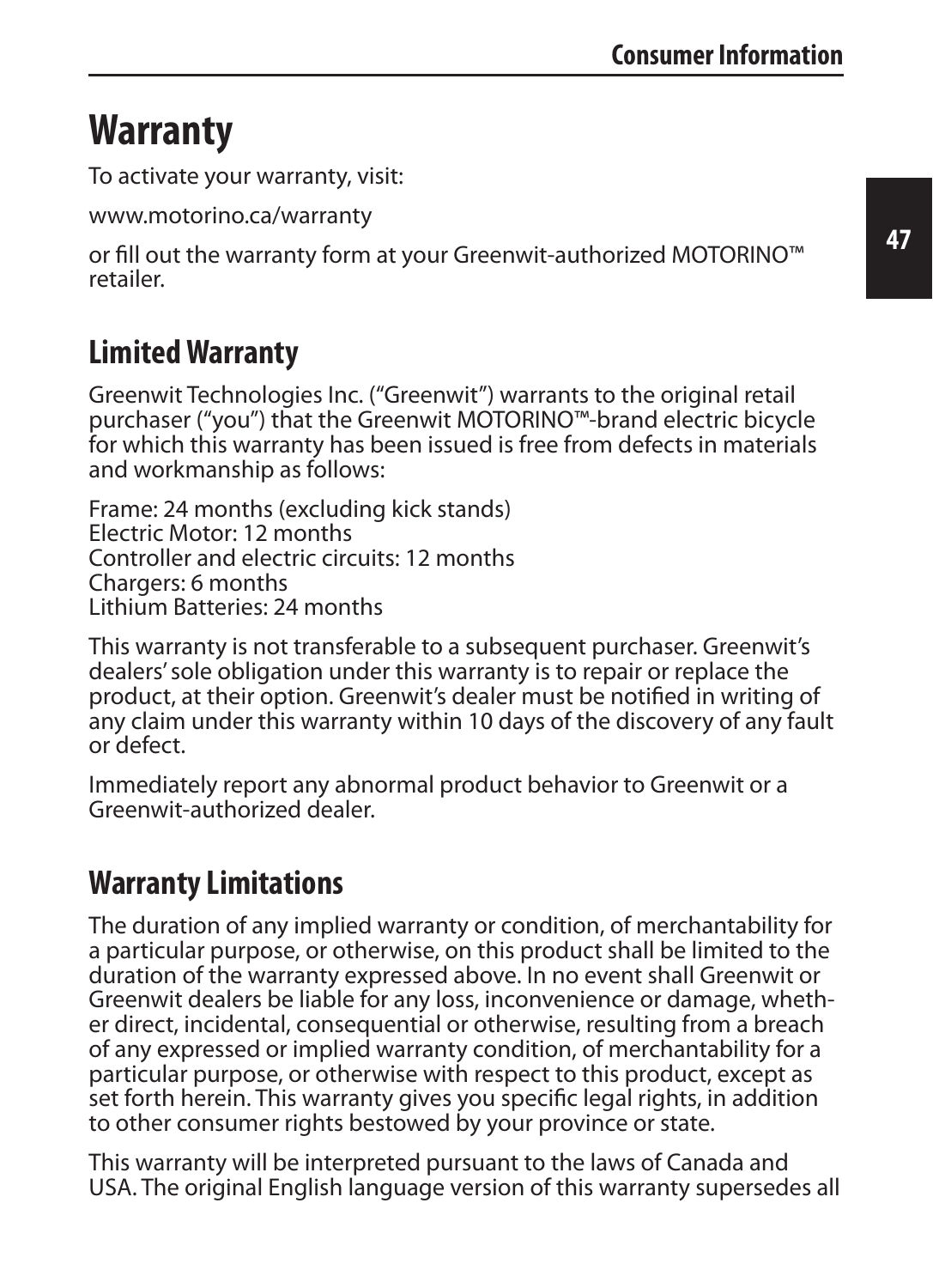# Warranty

To activate your warranty, visit:

www.motorino.ca/warranty

or fill out the warranty form at your Greenwit-authorized MOTORINO™ retailer.

## Limited Warranty

Greenwit Technologies Inc. ("Greenwit") warrants to the original retail purchaser ("you") that the Greenwit MOTORINO™-brand electric bicycle for which this warranty has been issued is free from defects in materials and workmanship as follows:

Frame: 24 months (excluding kick stands)
Electric Motor: 12 months
Controller and electric circuits: 12 months
Chargers: 6 months
Lithium Batteries: 24 months

This warranty is not transferable to a subsequent purchaser. Greenwit's dealers' sole obligation under this warranty is to repair or replace the product, at their option. Greenwit's dealer must be notified in writing of any claim under this warranty within 10 days of the discovery of any fault or defect.

Immediately report any abnormal product behavior to Greenwit or a Greenwit-authorized dealer.

## Warranty Limitations

The duration of any implied warranty or condition, of merchantability for a particular purpose, or otherwise, on this product shall be limited to the duration of the warranty expressed above. In no event shall Greenwit or Greenwit dealers be liable for any loss, inconvenience or damage, whether direct, incidental, consequential or otherwise, resulting from a breach of any expressed or implied warranty condition, of merchantability for a particular purpose, or otherwise with respect to this product, except as set forth herein. This warranty gives you specific legal rights, in addition to other consumer rights bestowed by your province or state.

This warranty will be interpreted pursuant to the laws of Canada and USA. The original English language version of this warranty supersedes all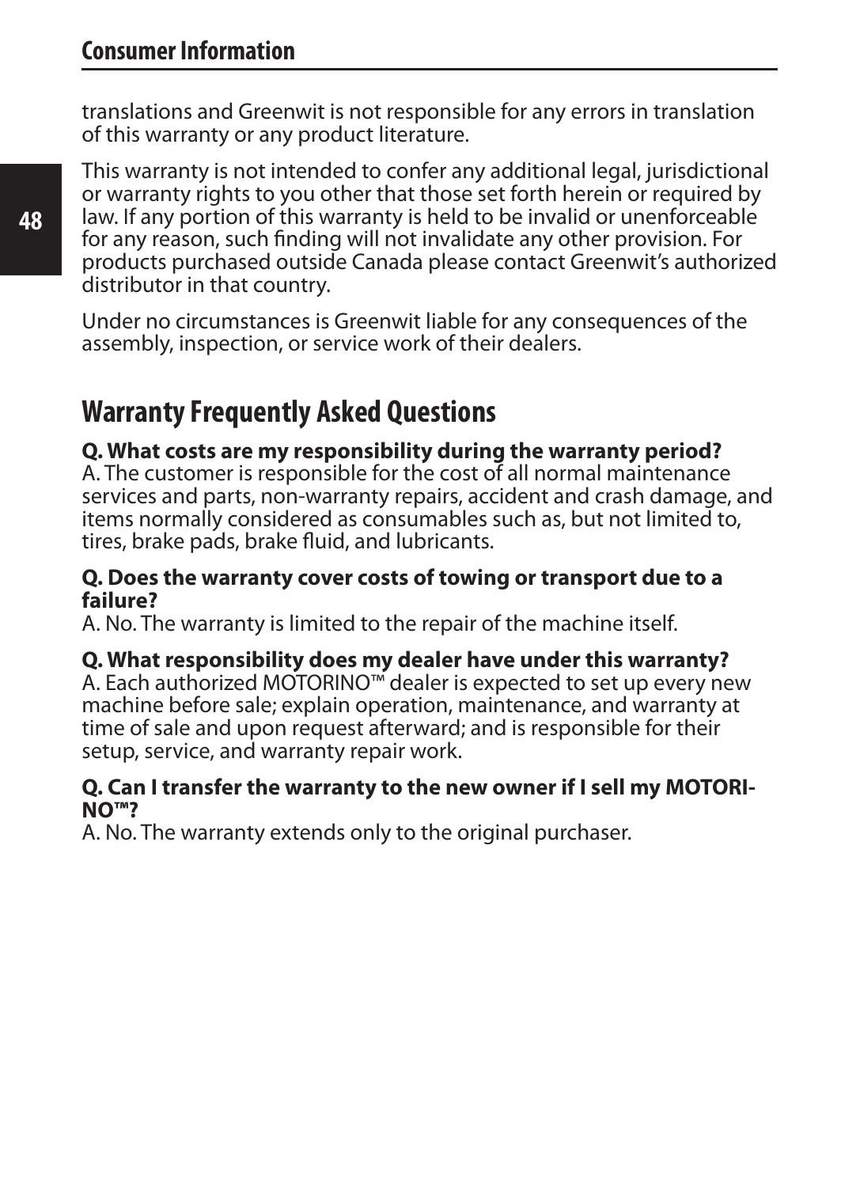translations and Greenwit is not responsible for any errors in translation of this warranty or any product literature.

This warranty is not intended to confer any additional legal, jurisdictional or warranty rights to you other that those set forth herein or required by law. If any portion of this warranty is held to be invalid or unenforceable for any reason, such finding will not invalidate any other provision. For products purchased outside Canada please contact Greenwit's authorized distributor in that country.

Under no circumstances is Greenwit liable for any consequences of the assembly, inspection, or service work of their dealers.

## Warranty Frequently Asked Questions

**Q. What costs are my responsibility during the warranty period?**
A. The customer is responsible for the cost of all normal maintenance services and parts, non-warranty repairs, accident and crash damage, and items normally considered as consumables such as, but not limited to, tires, brake pads, brake fluid, and lubricants.

**Q. Does the warranty cover costs of towing or transport due to a failure?**
A. No. The warranty is limited to the repair of the machine itself.

**Q. What responsibility does my dealer have under this warranty?**
A. Each authorized MOTORINO™ dealer is expected to set up every new machine before sale; explain operation, maintenance, and warranty at time of sale and upon request afterward; and is responsible for their setup, service, and warranty repair work.

**Q. Can I transfer the warranty to the new owner if I sell my MOTORINO™?**
A. No. The warranty extends only to the original purchaser.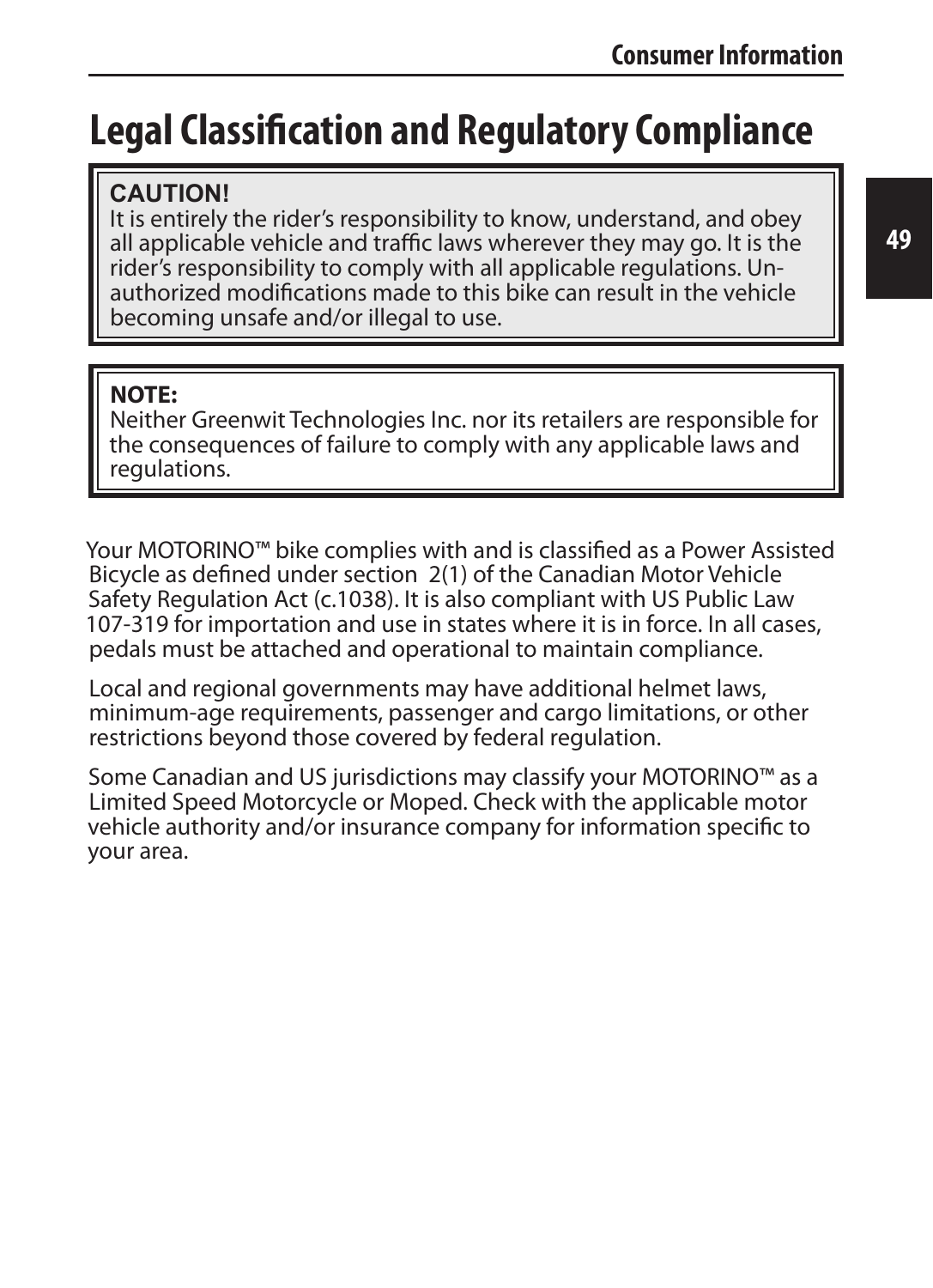# Legal Classification and Regulatory Compliance

**CAUTION!**
It is entirely the rider's responsibility to know, understand, and obey all applicable vehicle and traffic laws wherever they may go. It is the rider's responsibility to comply with all applicable regulations. Unauthorized modifications made to this bike can result in the vehicle becoming unsafe and/or illegal to use.

**NOTE:**
Neither Greenwit Technologies Inc. nor its retailers are responsible for the consequences of failure to comply with any applicable laws and regulations.

Your MOTORINO™ bike complies with and is classified as a Power Assisted Bicycle as defined under section 2(1) of the Canadian Motor Vehicle Safety Regulation Act (c.1038). It is also compliant with US Public Law 107-319 for importation and use in states where it is in force. In all cases, pedals must be attached and operational to maintain compliance.

Local and regional governments may have additional helmet laws, minimum-age requirements, passenger and cargo limitations, or other restrictions beyond those covered by federal regulation.

Some Canadian and US jurisdictions may classify your MOTORINO™ as a Limited Speed Motorcycle or Moped. Check with the applicable motor vehicle authority and/or insurance company for information specific to your area.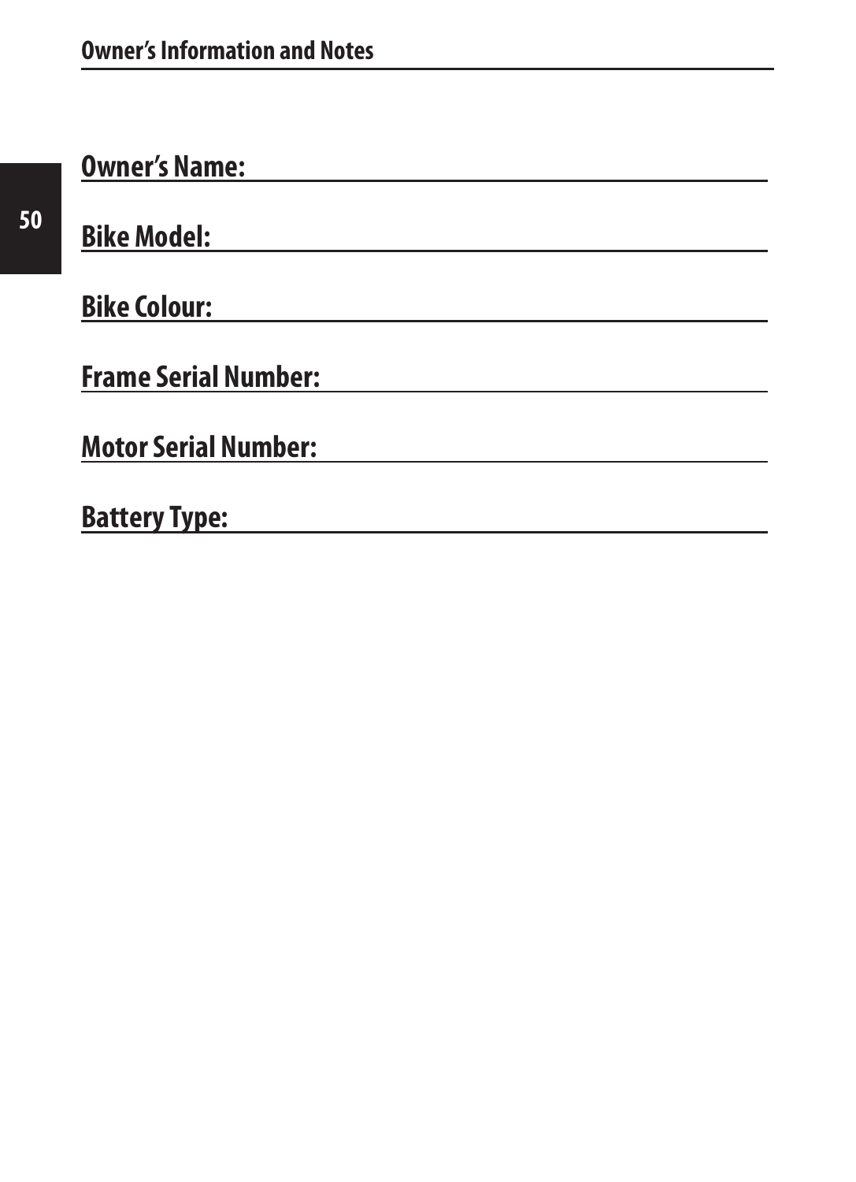## Owner's Information and Notes

**Owner's Name:** ______________________________

**Bike Model:** ______________________________

**Bike Colour:** ______________________________

**Frame Serial Number:** ______________________________

**Motor Serial Number:** ______________________________

**Battery Type:** ______________________________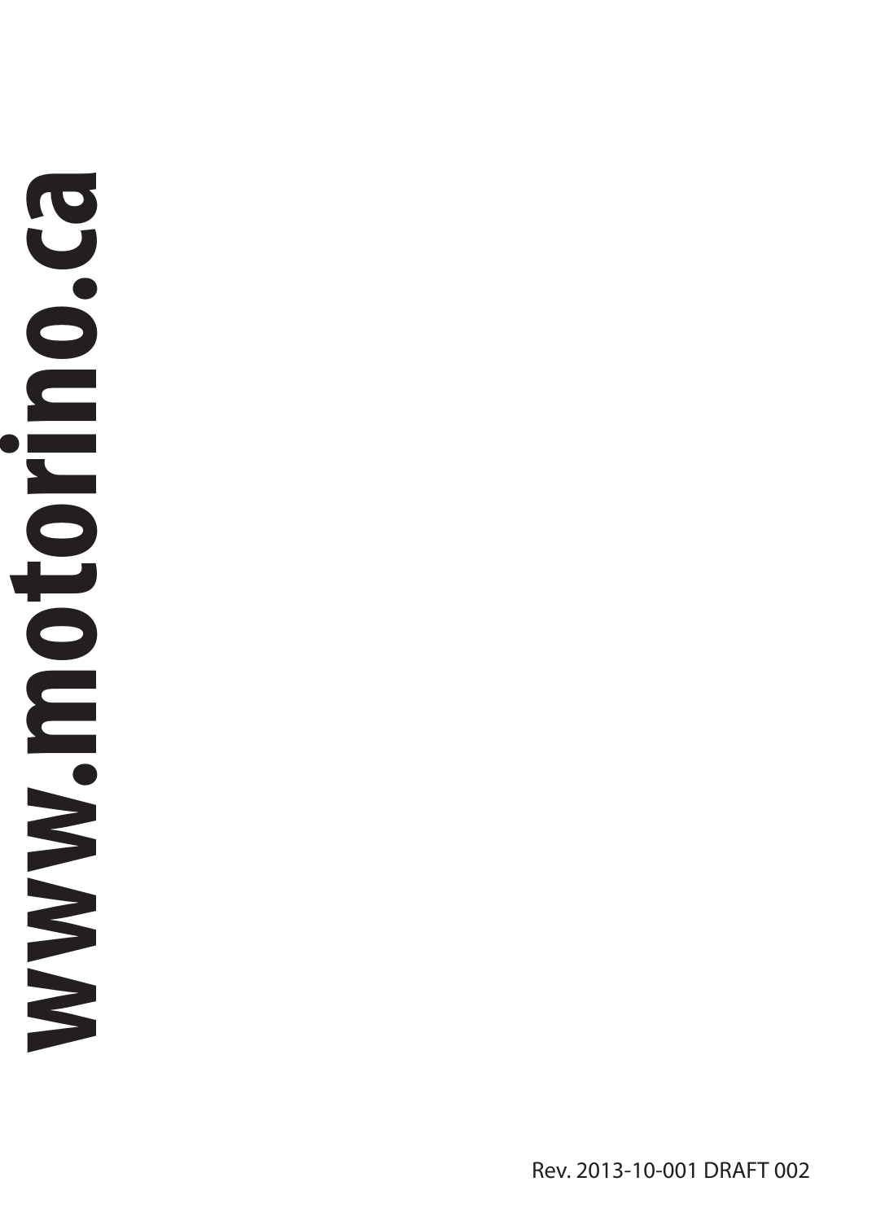**www.motorino.ca**

Rev. 2013-10-001 DRAFT 002